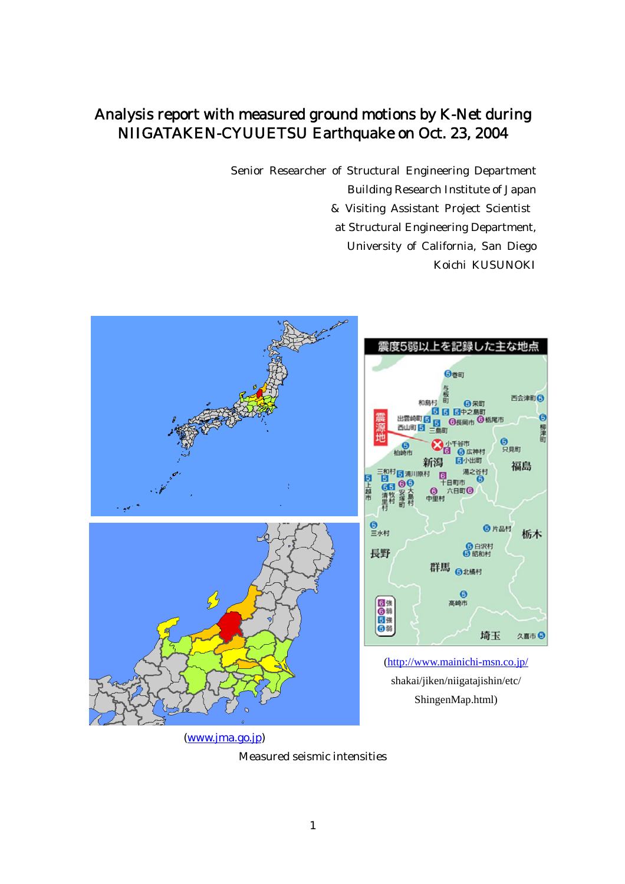# Analysis report with measured ground motions by K-Net during NIIGATAKEN-CYUUETSU Earthquake on Oct. 23, 2004

Senior Researcher of Structural Engineering Department
Building Research Institute of Japan
& Visiting Assistant Project Scientist
at Structural Engineering Department,
University of California, San Diego
Koichi KUSUNOKI

(http://www.mainichi-msn.co.jp/shakai/jiken/niigatajishin/etc/ShingenMap.html)

(www.jma.go.jp)

Measured seismic intensities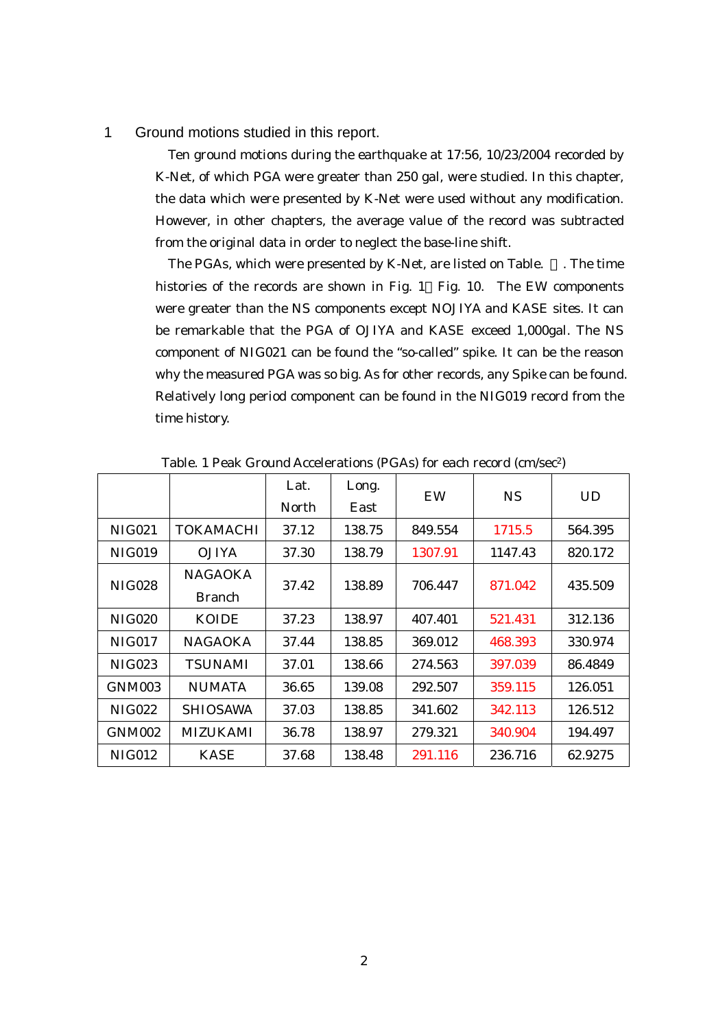# 1 Ground motions studied in this report.

Ten ground motions during the earthquake at 17:56, 10/23/2004 recorded by K-Net, of which PGA were greater than 250 gal, were studied. In this chapter, the data which were presented by K-Net were used without any modification. However, in other chapters, the average value of the record was subtracted from the original data in order to neglect the base-line shift.

The PGAs, which were presented by K-Net, are listed on Table. . The time histories of the records are shown in Fig. 1 Fig. 10. The EW components were greater than the NS components except NOJIYA and KASE sites. It can be remarkable that the PGA of OJIYA and KASE exceed 1,000gal. The NS component of NIG021 can be found the "so-called" spike. It can be the reason why the measured PGA was so big. As for other records, any Spike can be found. Relatively long period component can be found in the NIG019 record from the time history.

Table. 1 Peak Ground Accelerations (PGAs) for each record (cm/sec$^2$)

| | | Lat. North | Long. East | EW | NS | UD |
|---|---|---|---|---|---|---|
| NIG021 | TOKAMACHI | 37.12 | 138.75 | 849.554 | 1715.5 | 564.395 |
| NIG019 | OJIYA | 37.30 | 138.79 | 1307.91 | 1147.43 | 820.172 |
| NIG028 | NAGAOKA Branch | 37.42 | 138.89 | 706.447 | 871.042 | 435.509 |
| NIG020 | KOIDE | 37.23 | 138.97 | 407.401 | 521.431 | 312.136 |
| NIG017 | NAGAOKA | 37.44 | 138.85 | 369.012 | 468.393 | 330.974 |
| NIG023 | TSUNAMI | 37.01 | 138.66 | 274.563 | 397.039 | 86.4849 |
| GNM003 | NUMATA | 36.65 | 139.08 | 292.507 | 359.115 | 126.051 |
| NIG022 | SHIOSAWA | 37.03 | 138.85 | 341.602 | 342.113 | 126.512 |
| GNM002 | MIZUKAMI | 36.78 | 138.97 | 279.321 | 340.904 | 194.497 |
| NIG012 | KASE | 37.68 | 138.48 | 291.116 | 236.716 | 62.9275 |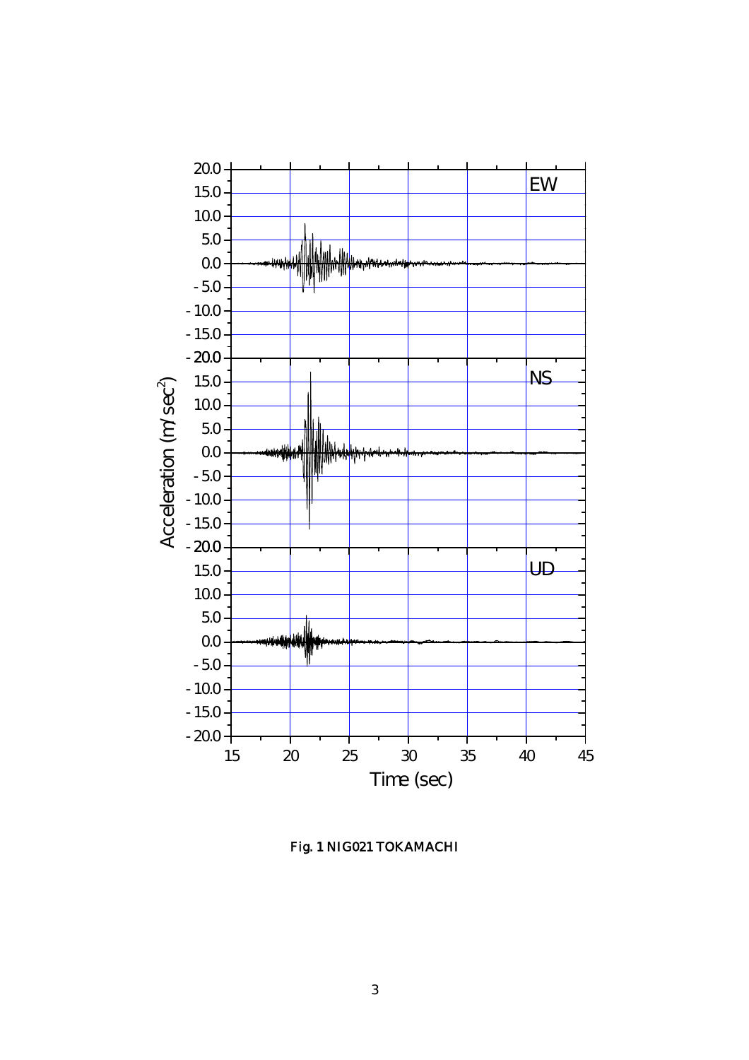Fig. 1 NIG021 TOKAMACHI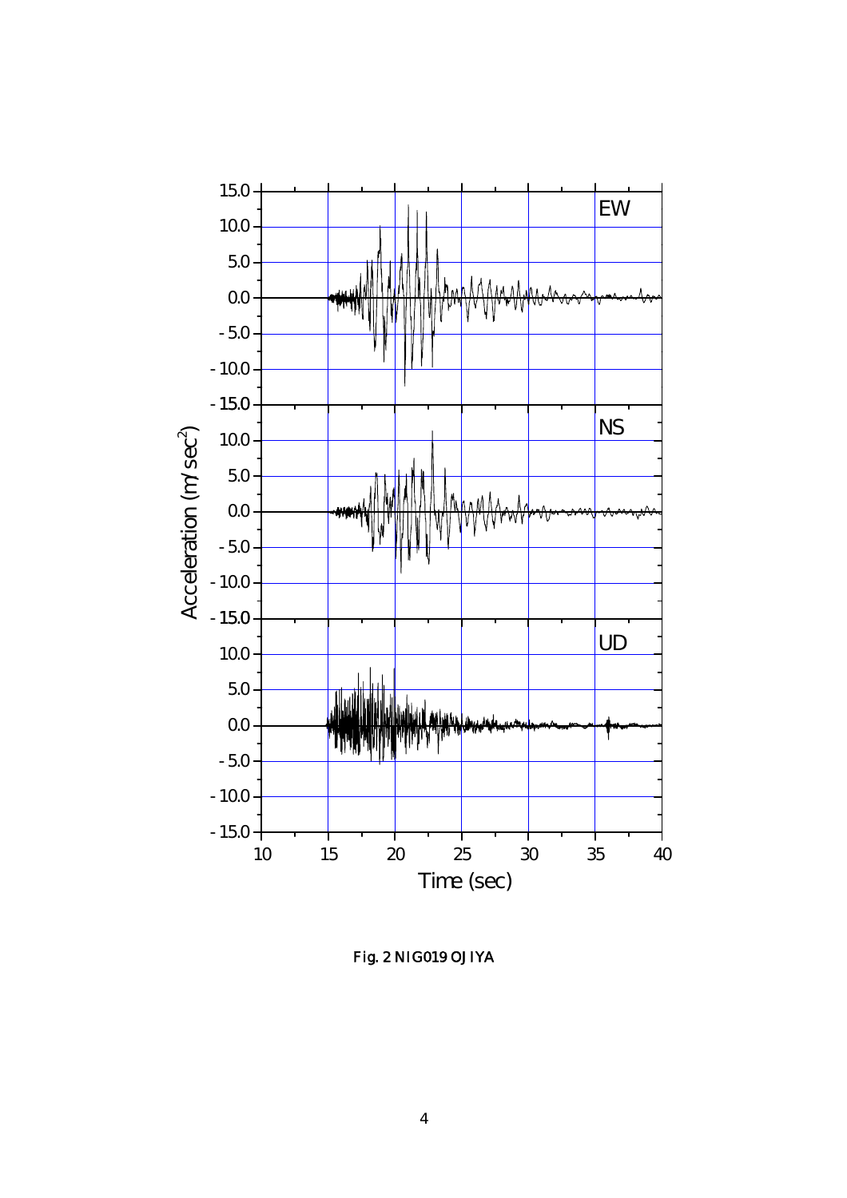Fig. 2 NIG019 OJIYA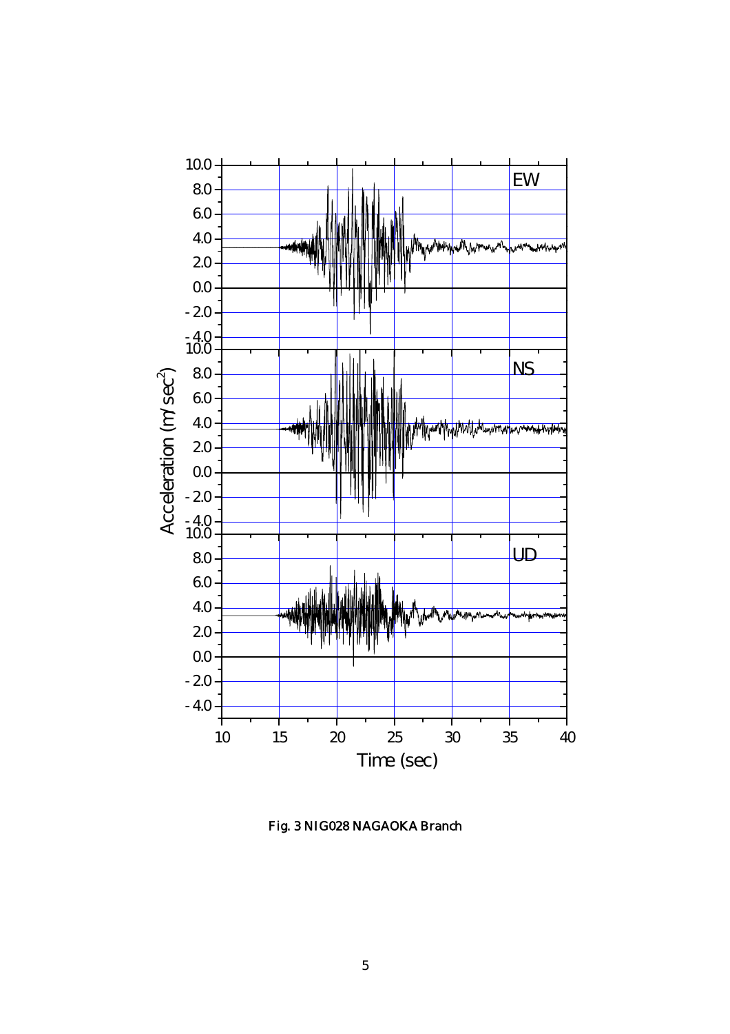Fig. 3 NIG028 NAGAOKA Branch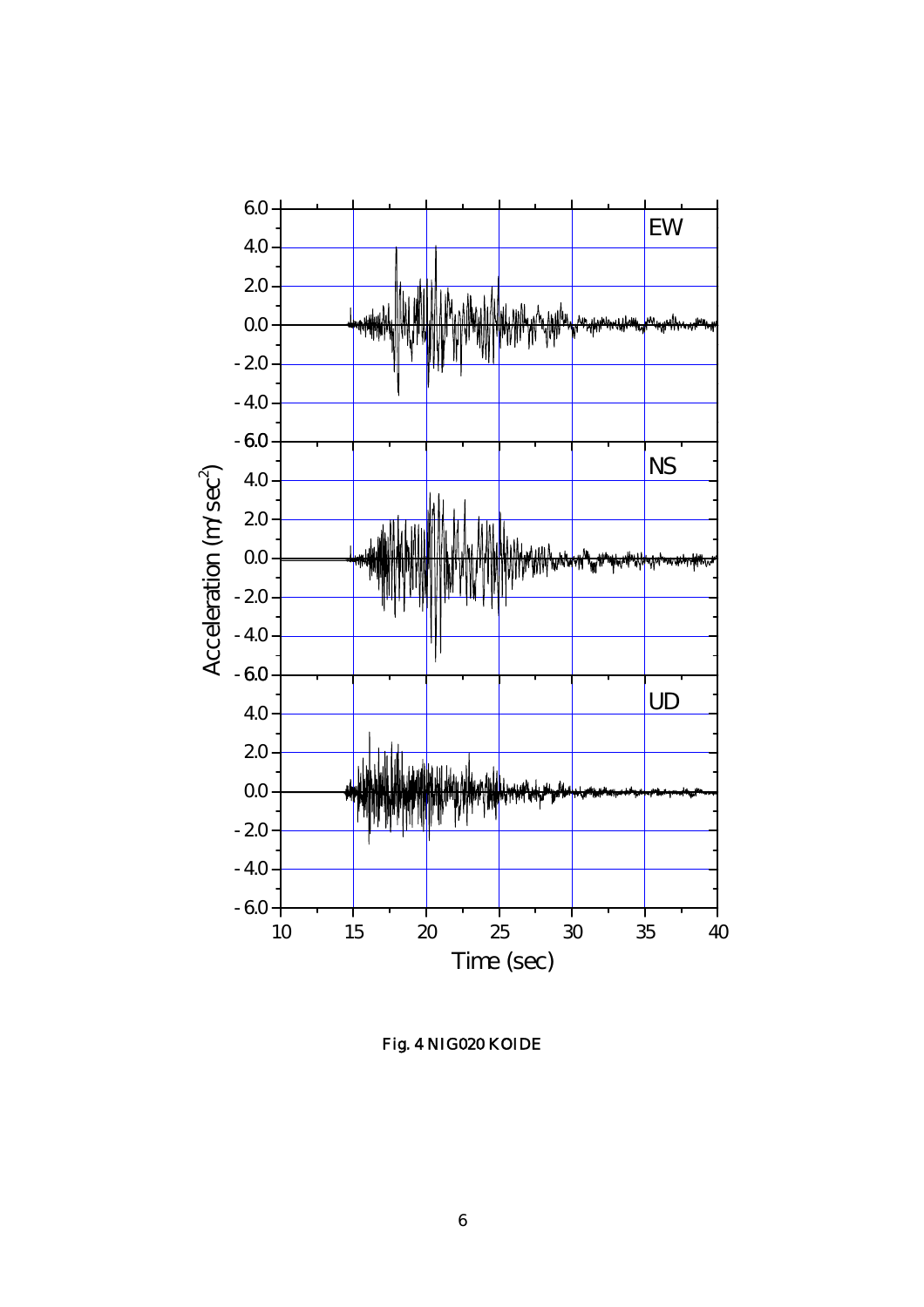Fig. 4 NIG020 KOIDE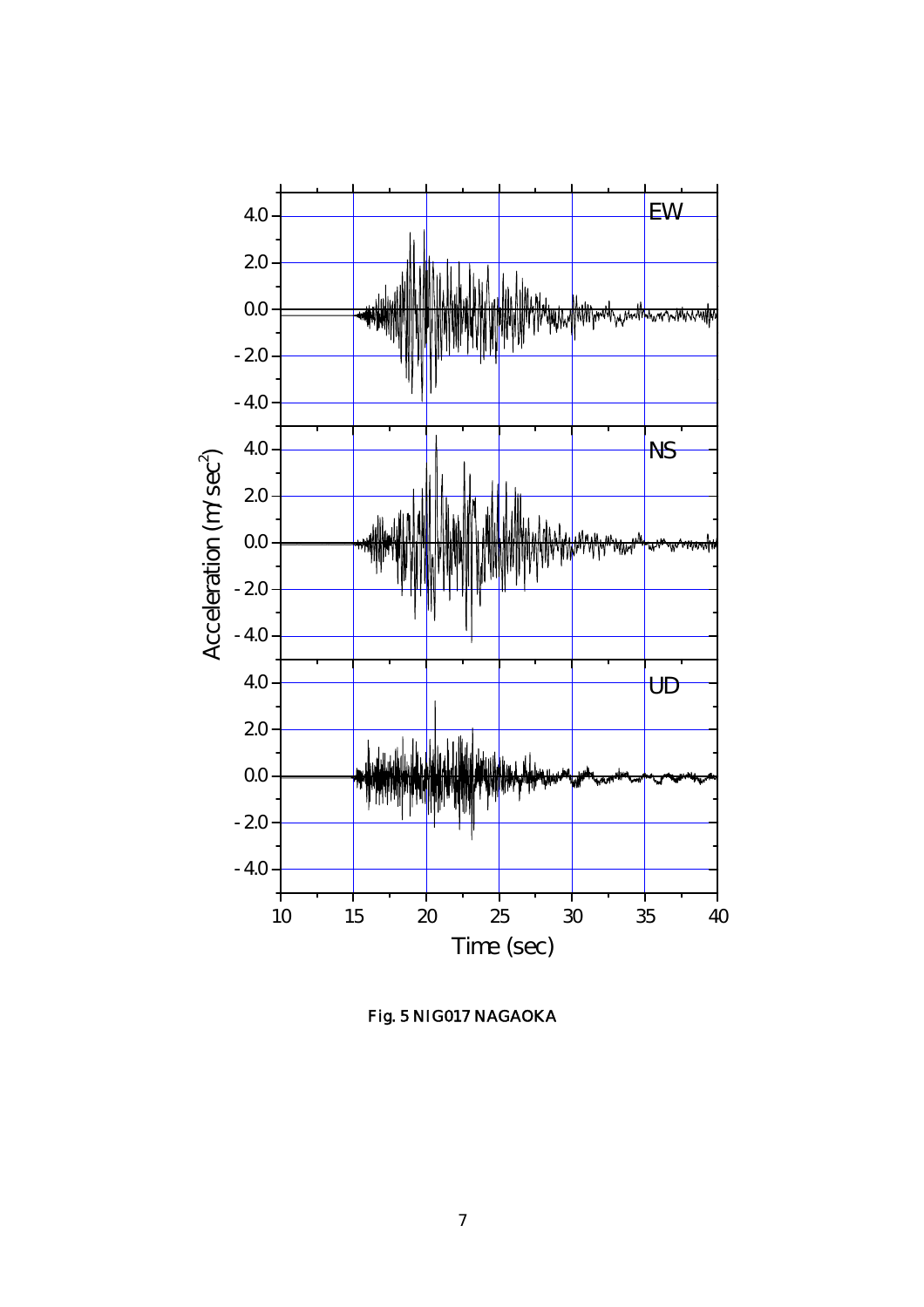Fig. 5 NIG017 NAGAOKA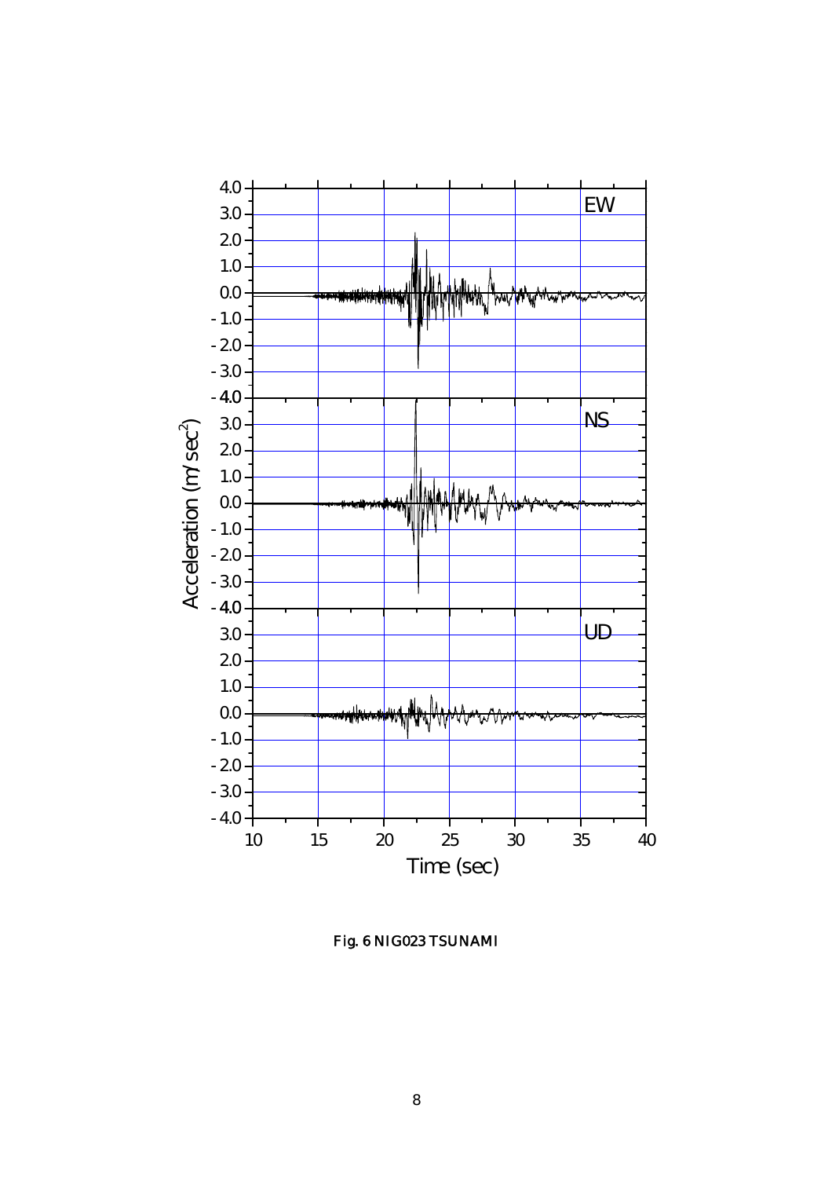Fig. 6 NIG023 TSUNAMI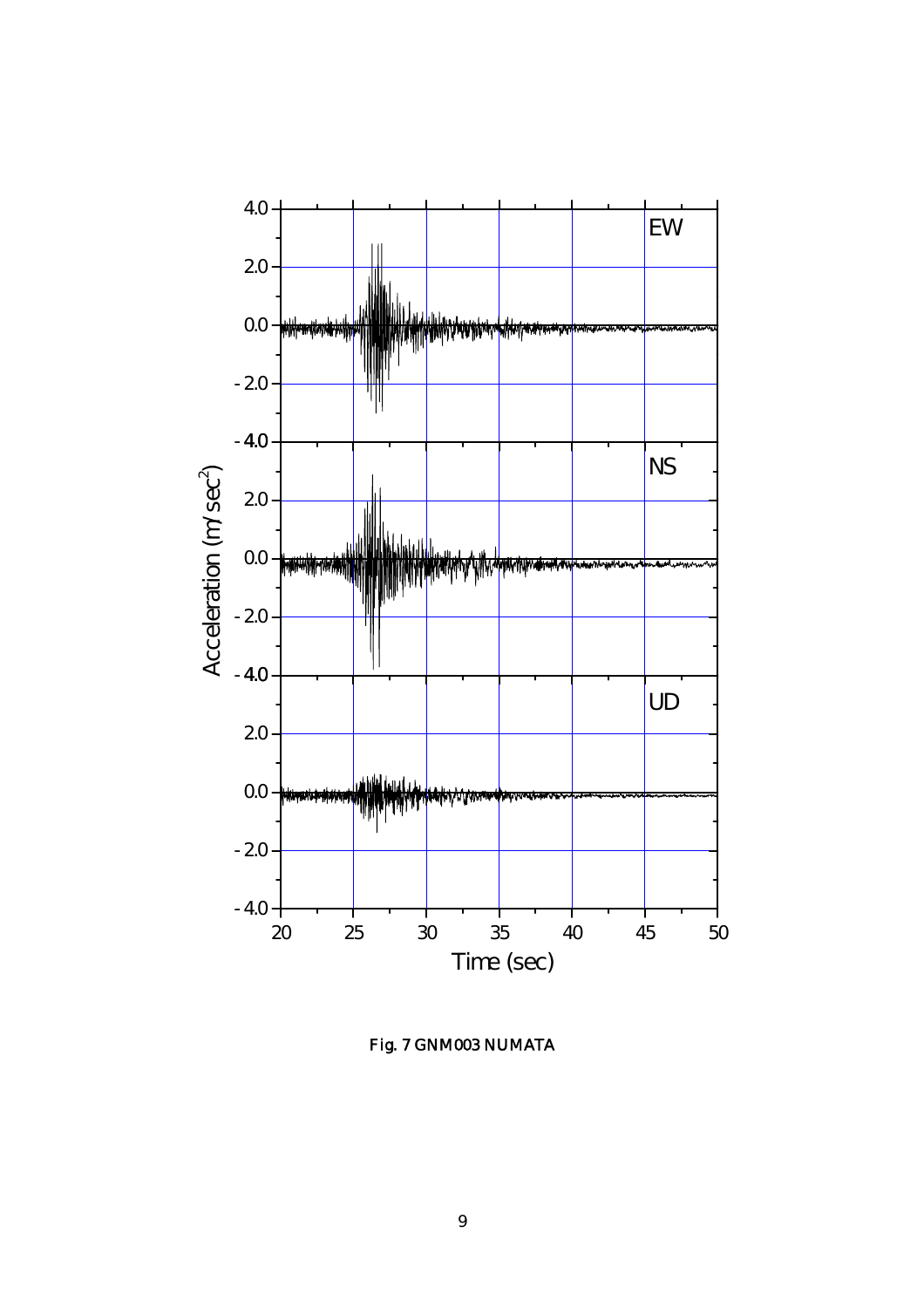Fig. 7 GNM003 NUMATA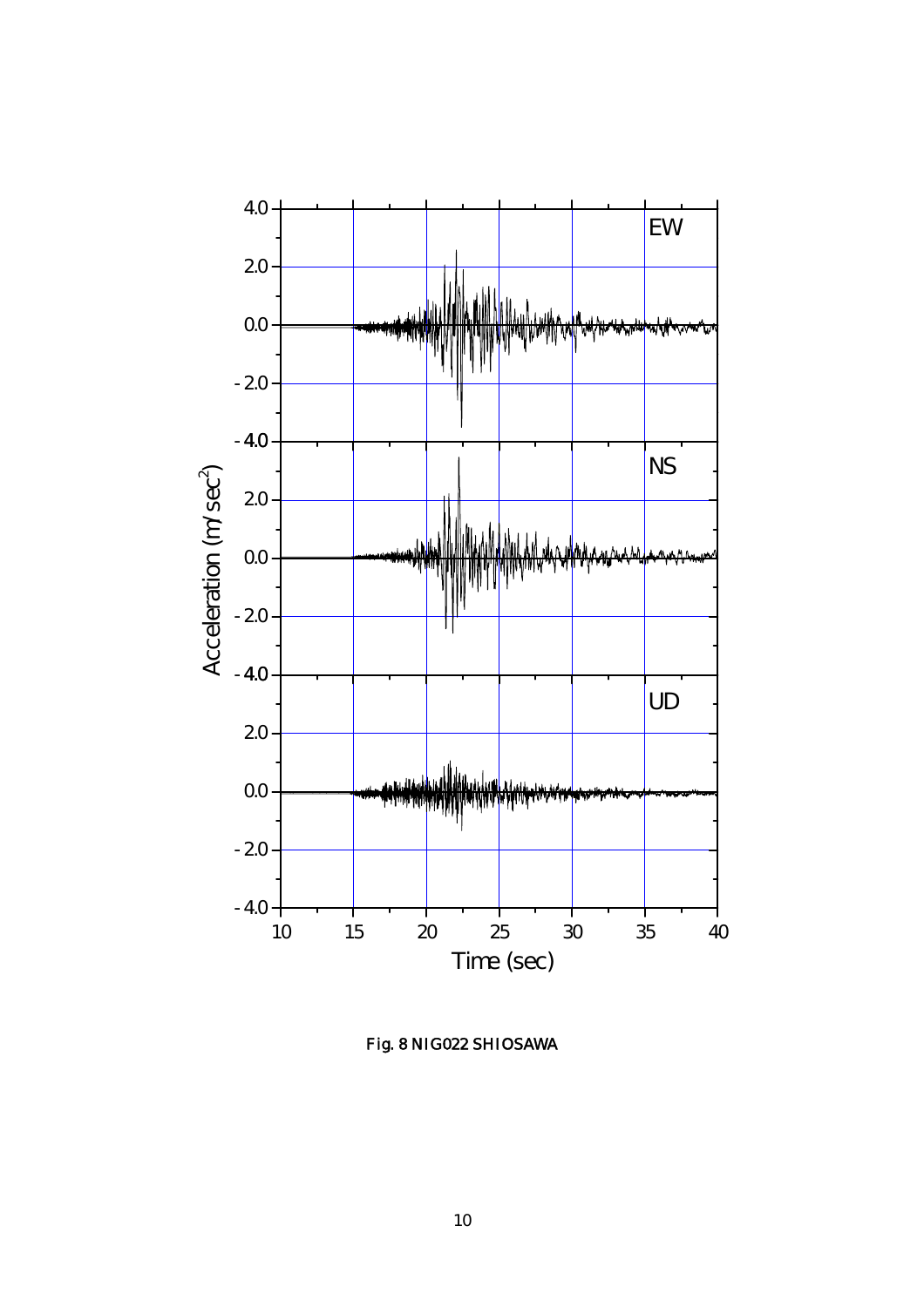Fig. 8 NIG022 SHIOSAWA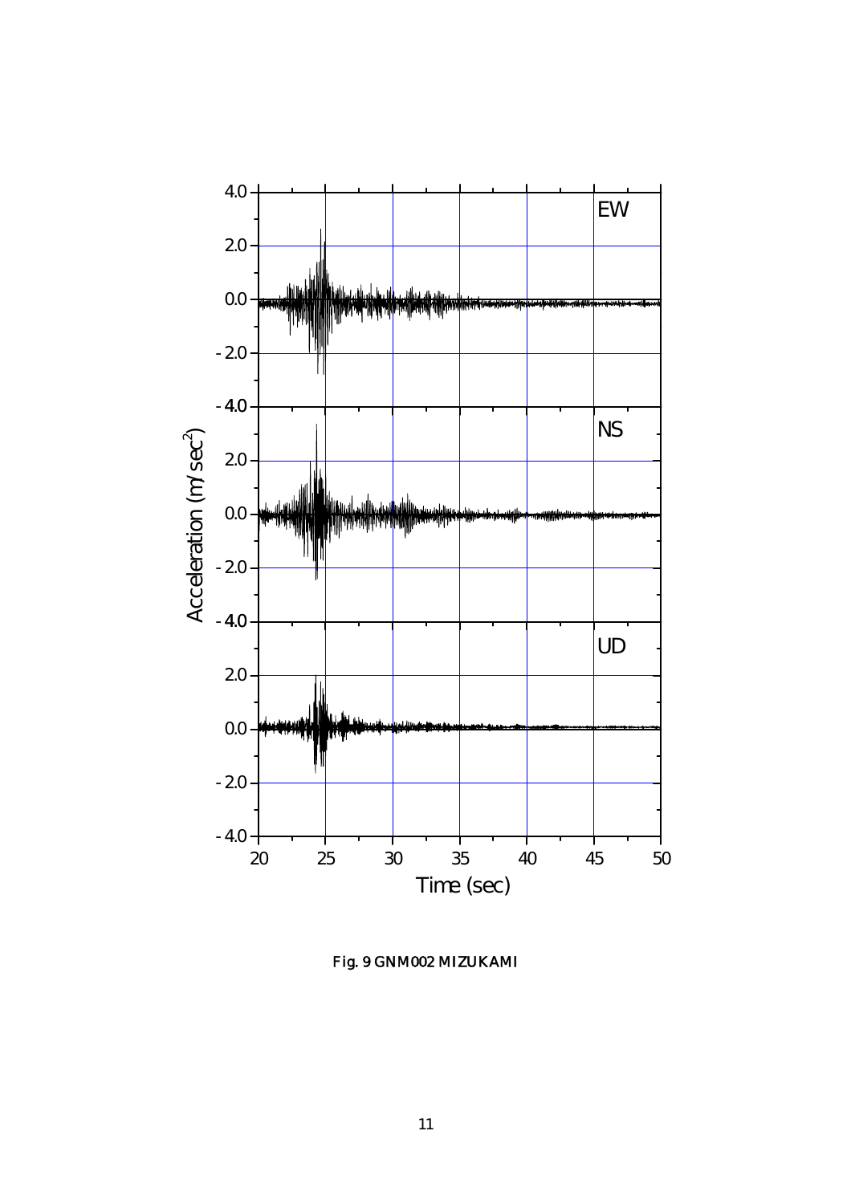Fig. 9 GNM002 MIZUKAMI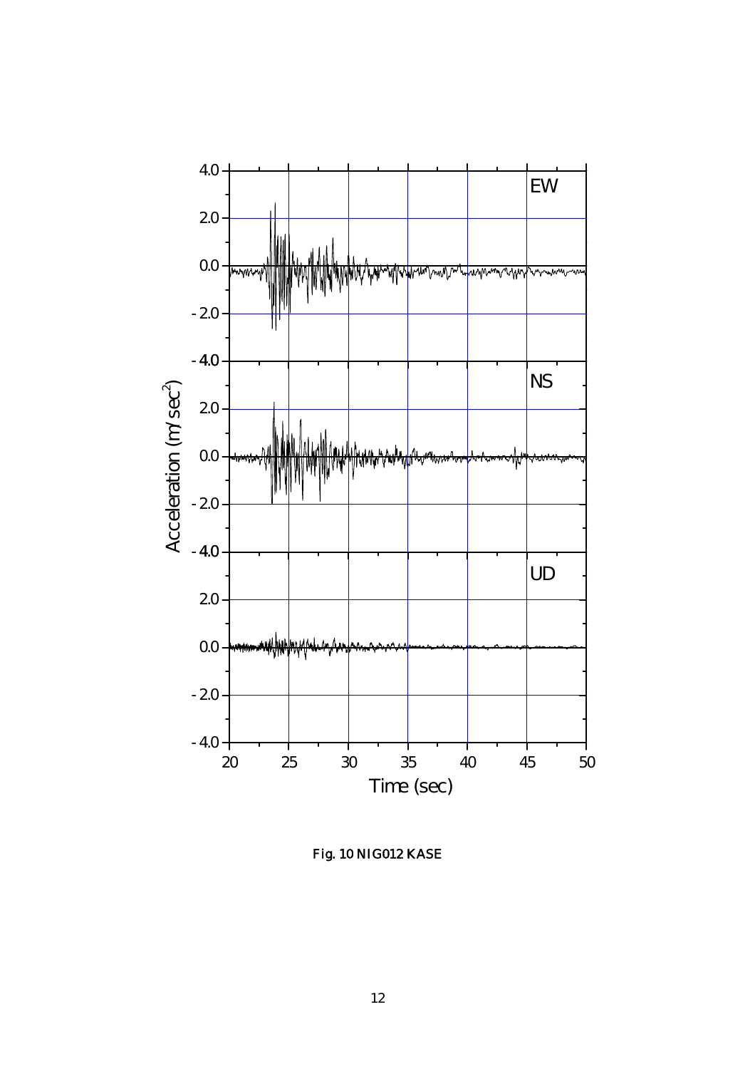Fig. 10 NIG012 KASE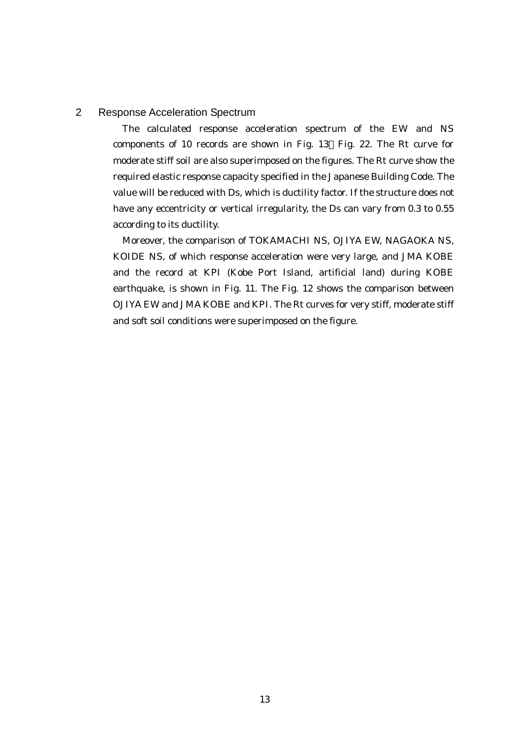## 2 Response Acceleration Spectrum

The calculated response acceleration spectrum of the EW and NS components of 10 records are shown in Fig. 13～Fig. 22. The Rt curve for moderate stiff soil are also superimposed on the figures. The Rt curve show the required elastic response capacity specified in the Japanese Building Code. The value will be reduced with Ds, which is ductility factor. If the structure does not have any eccentricity or vertical irregularity, the Ds can vary from 0.3 to 0.55 according to its ductility.

Moreover, the comparison of TOKAMACHI NS, OJIYA EW, NAGAOKA NS, KOIDE NS, of which response acceleration were very large, and JMA KOBE and the record at KPI (Kobe Port Island, artificial land) during KOBE earthquake, is shown in Fig. 11. The Fig. 12 shows the comparison between OJIYA EW and JMA KOBE and KPI. The Rt curves for very stiff, moderate stiff and soft soil conditions were superimposed on the figure.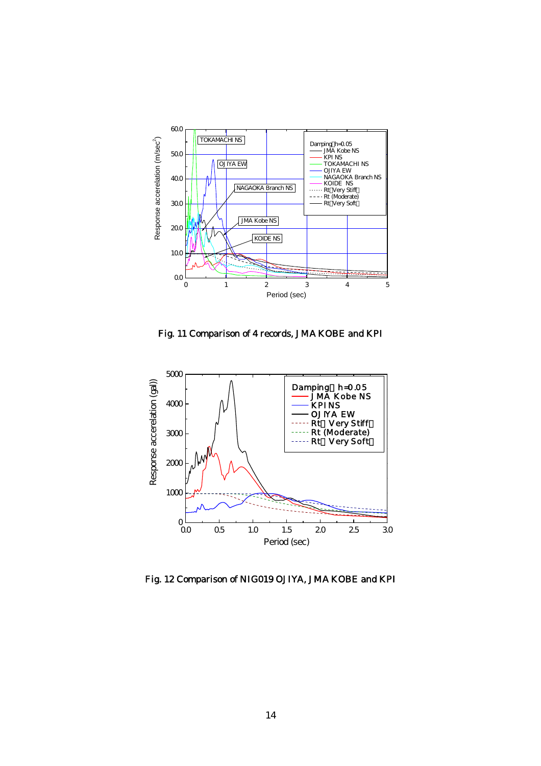Fig. 11 Comparison of 4 records, JMA KOBE and KPI

Fig. 12 Comparison of NIG019 OJIYA, JMA KOBE and KPI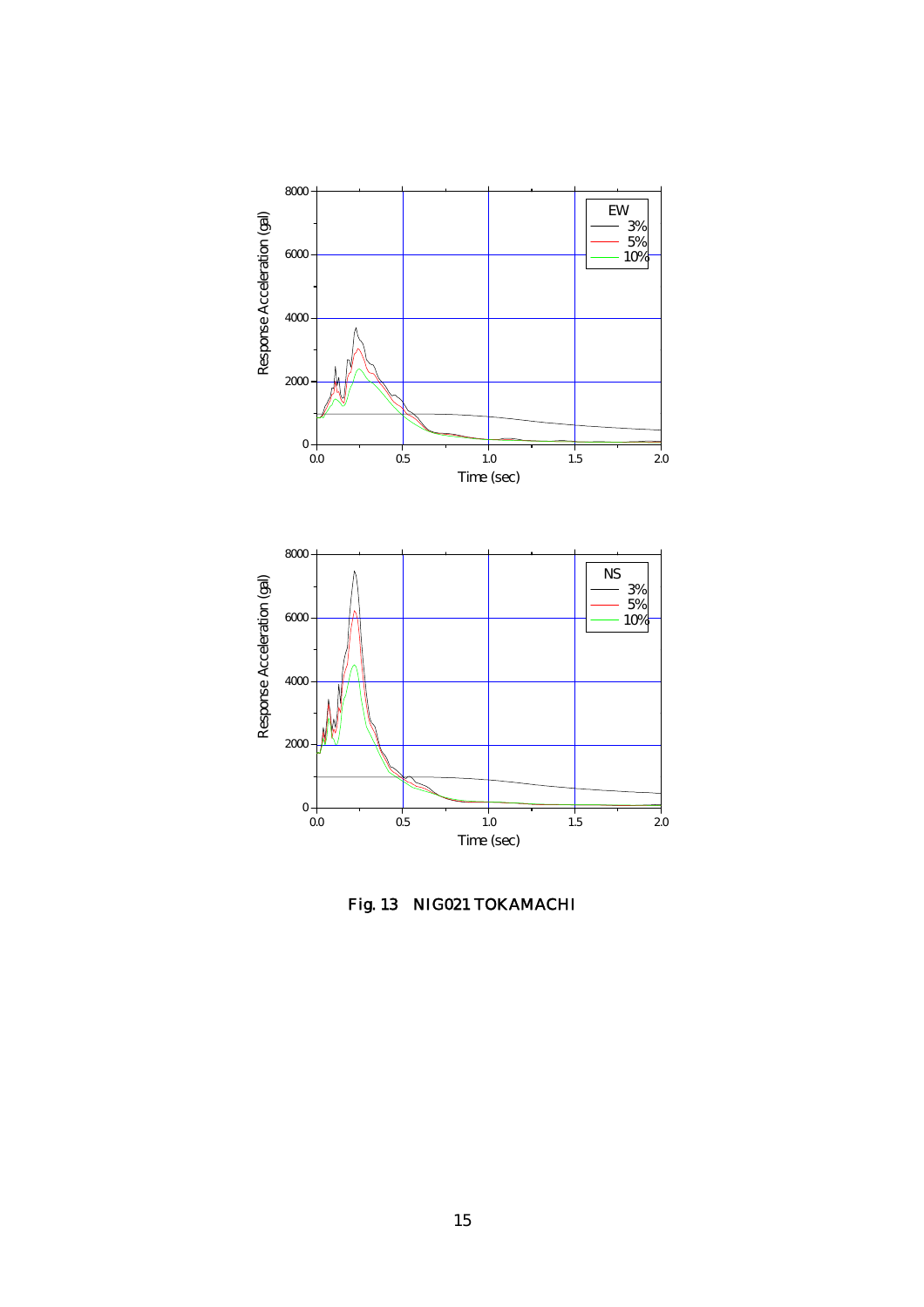Fig. 13　NIG021 TOKAMACHI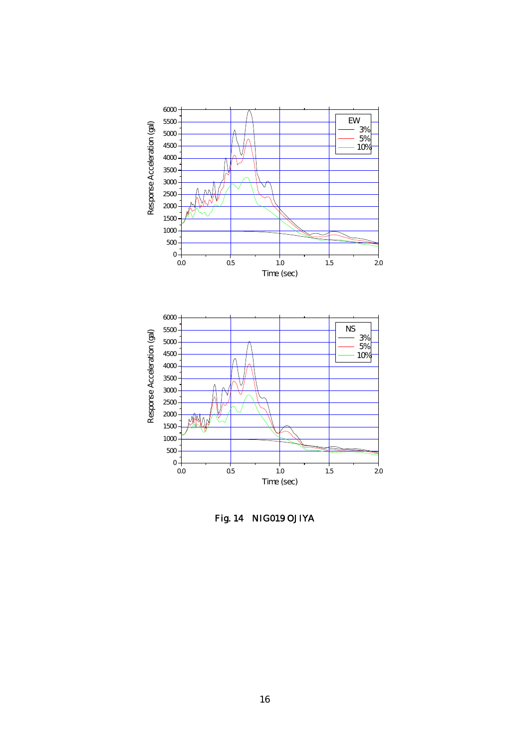Fig. 14　NIG019 OJIYA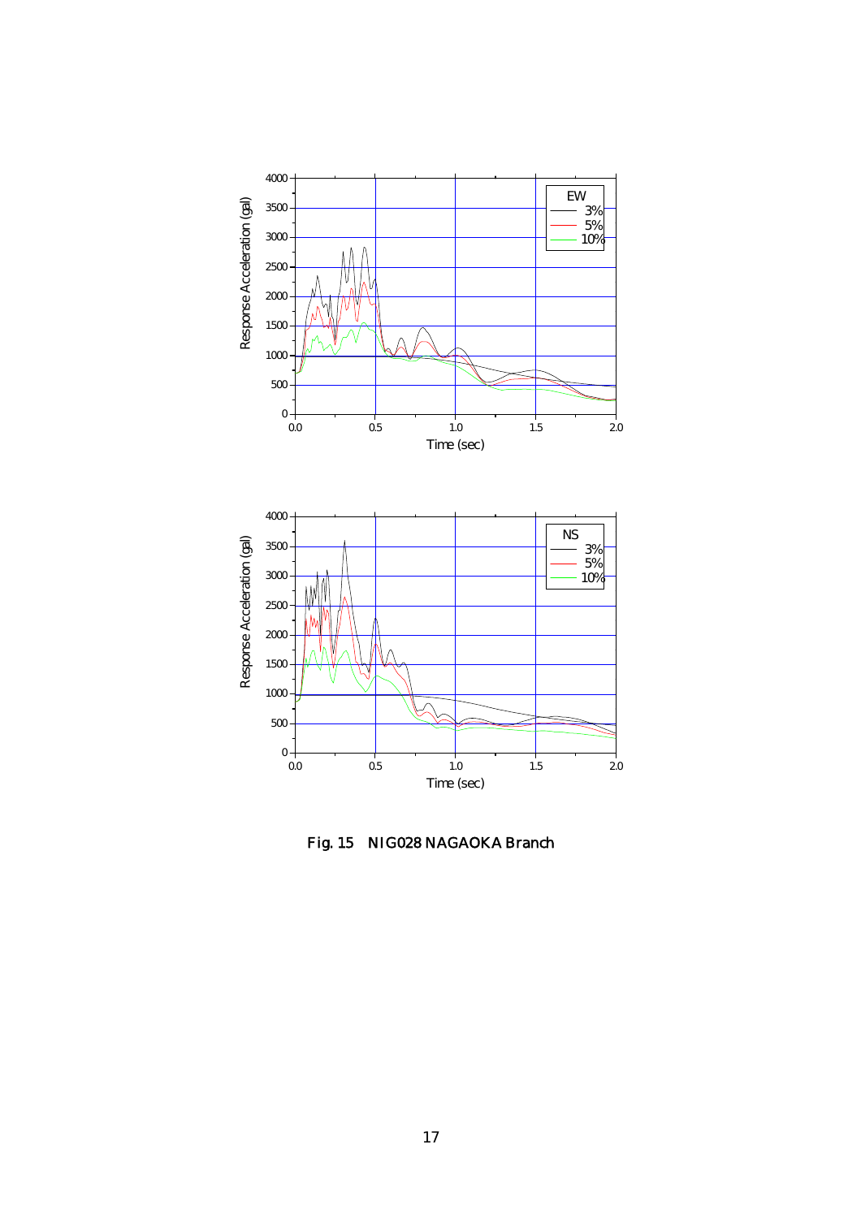Fig. 15　NIG028 NAGAOKA Branch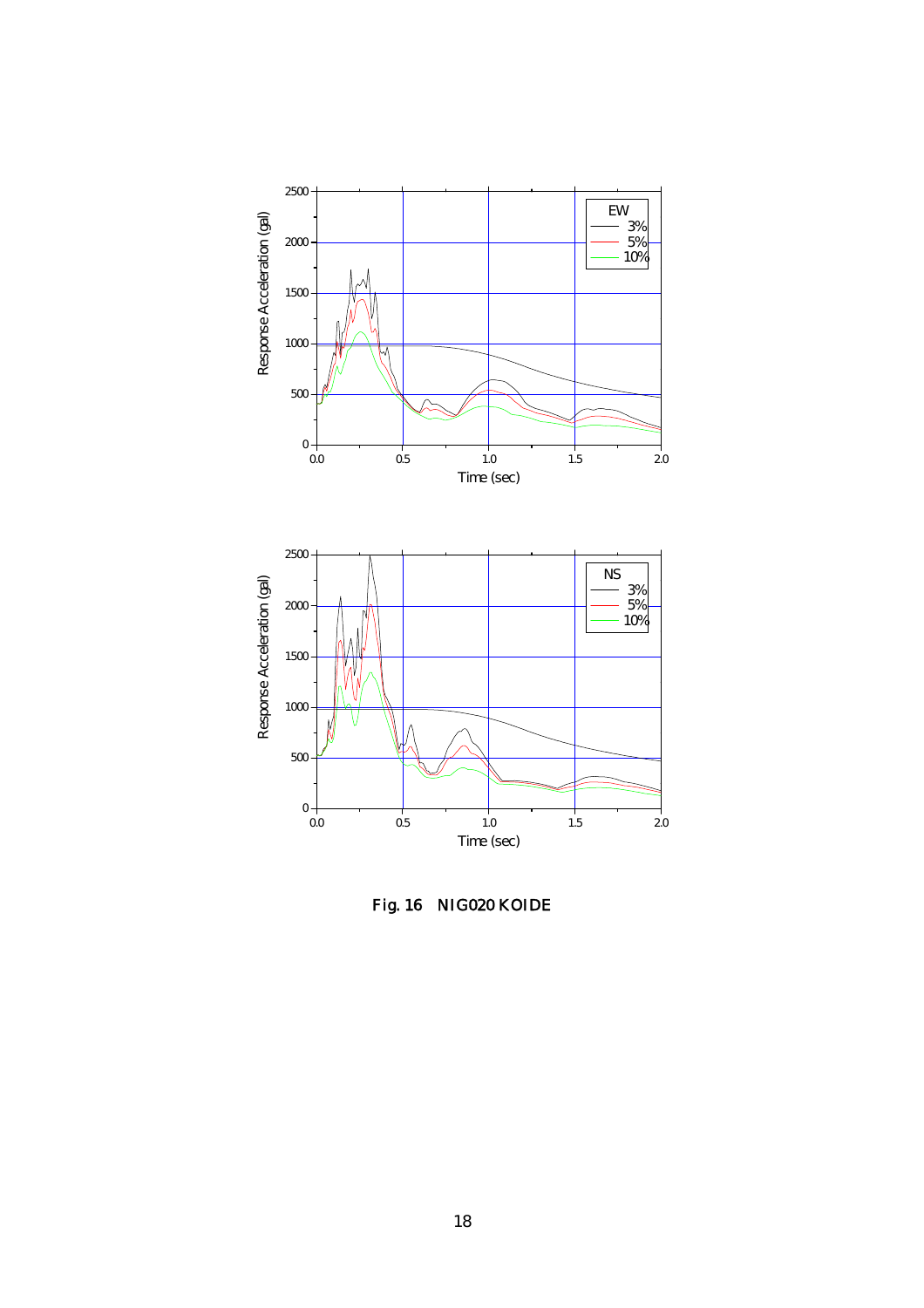Fig. 16　NIG020 KOIDE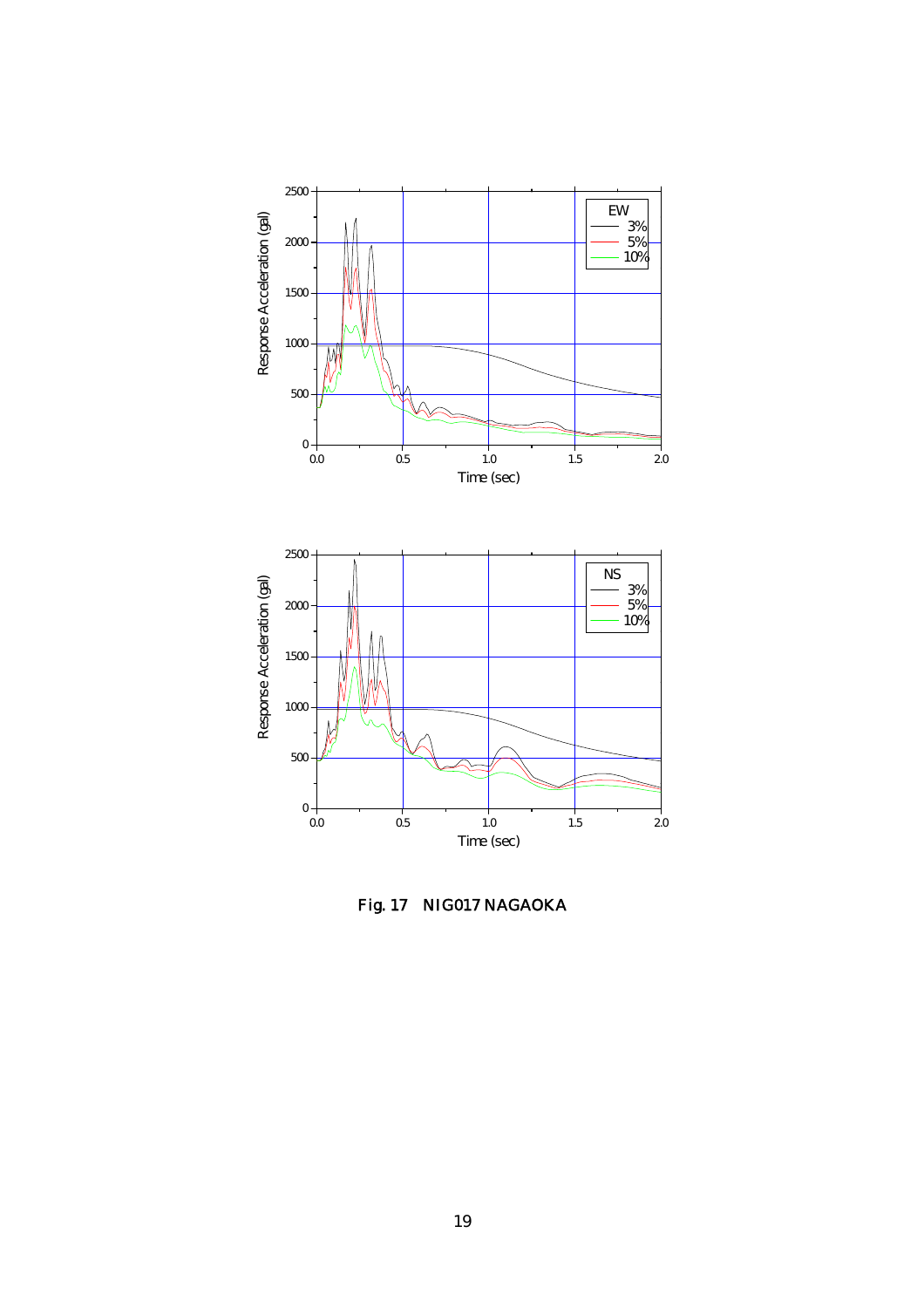Fig. 17　NIG017 NAGAOKA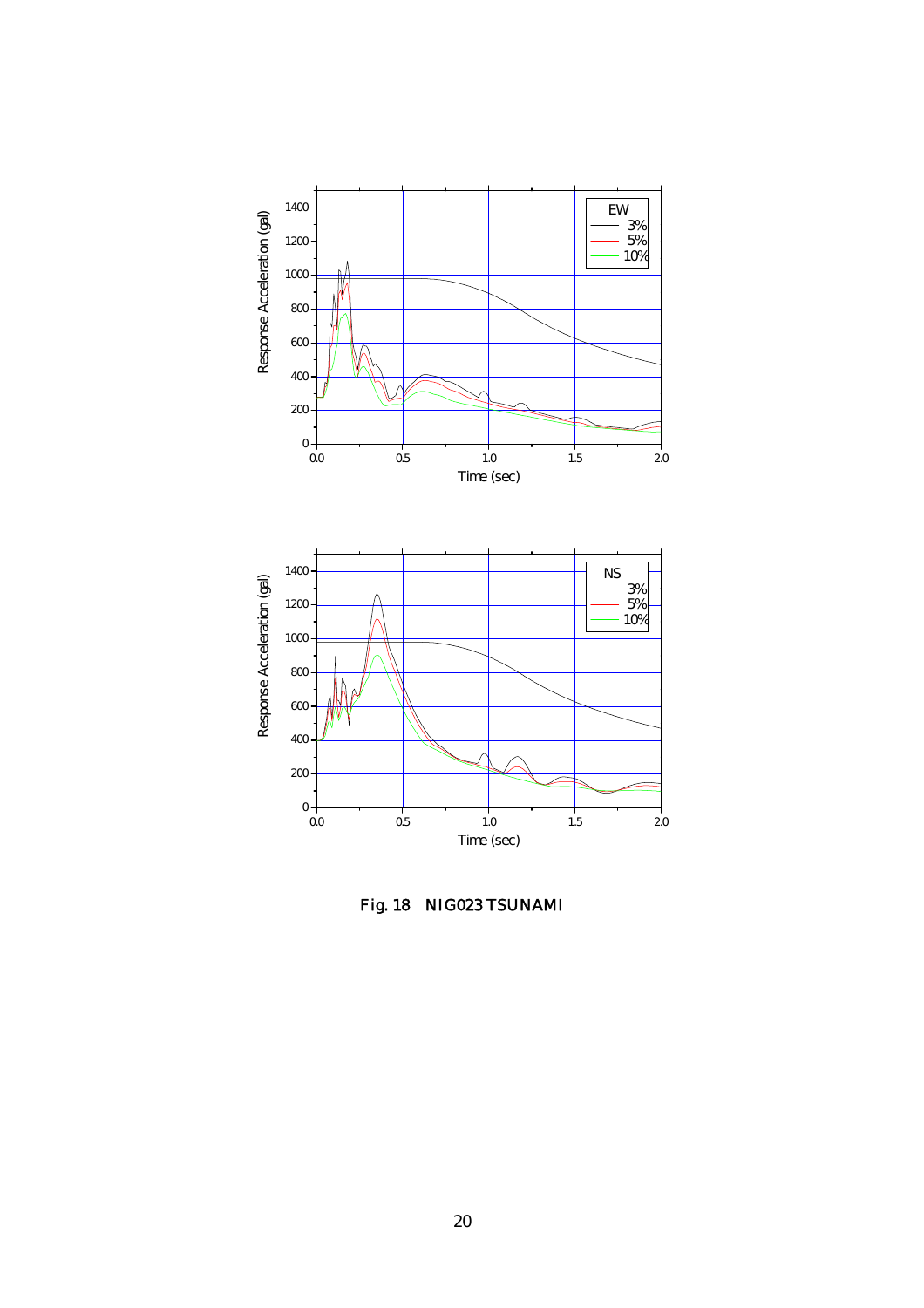Fig. 18　NIG023 TSUNAMI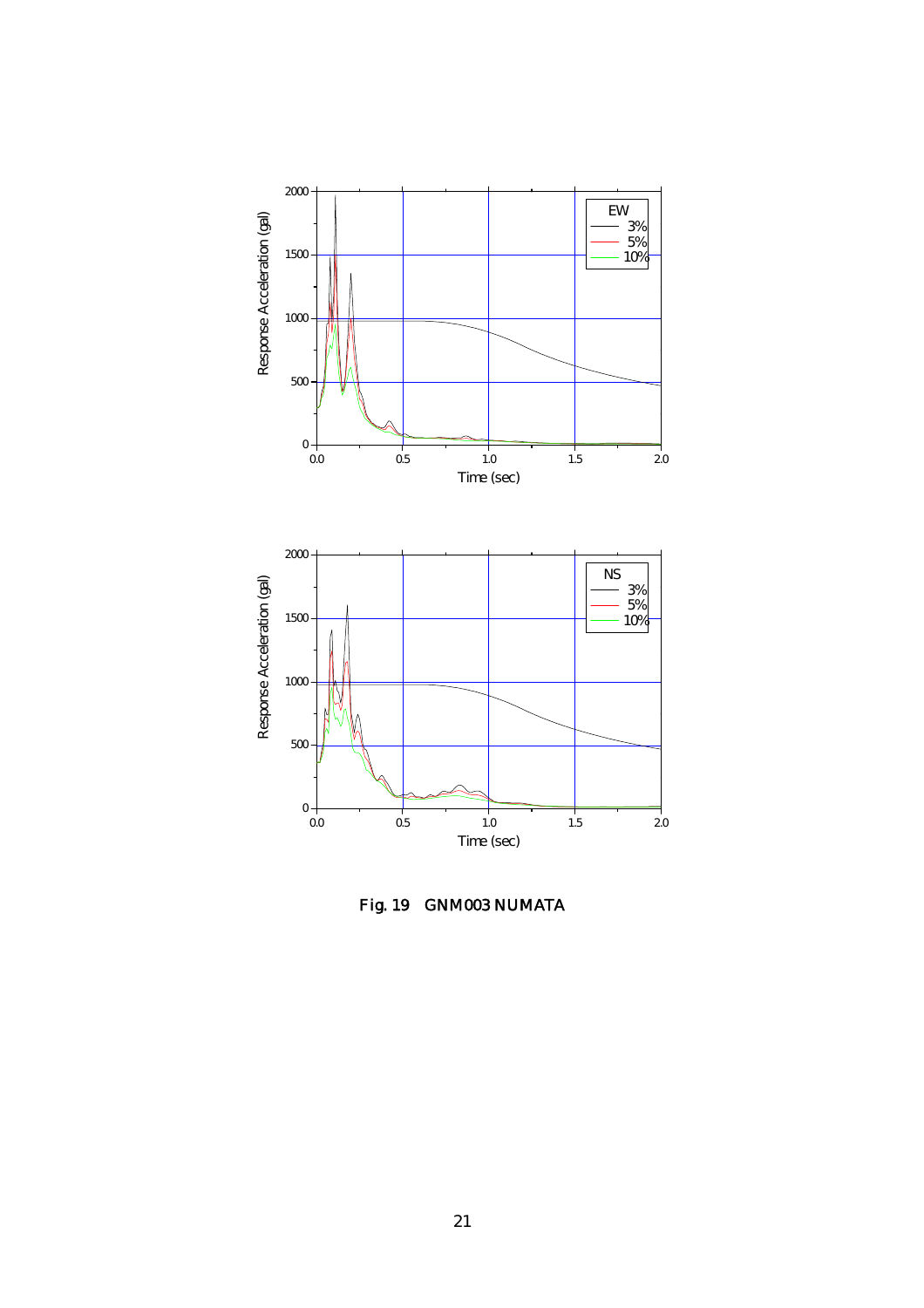Fig. 19 GNM003 NUMATA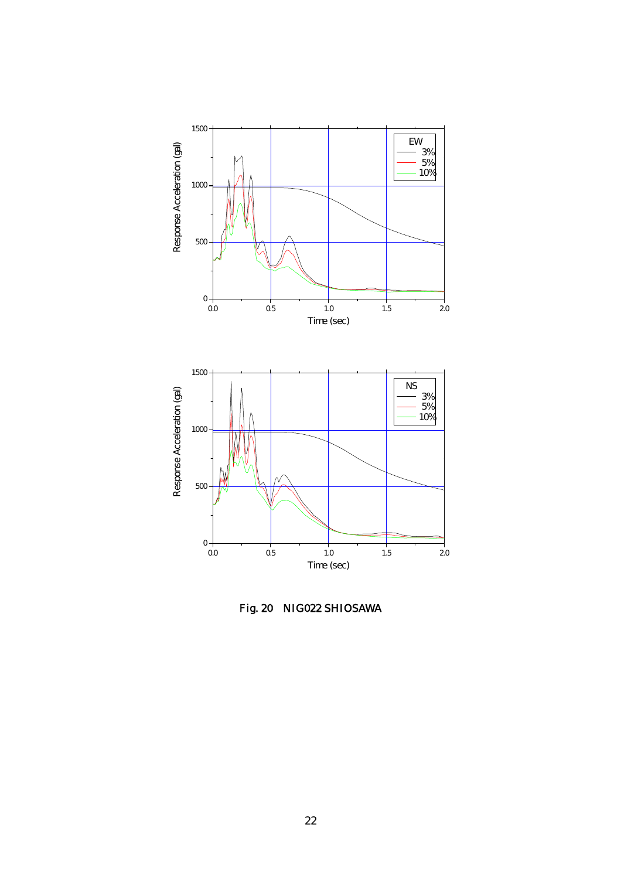Fig. 20　NIG022 SHIOSAWA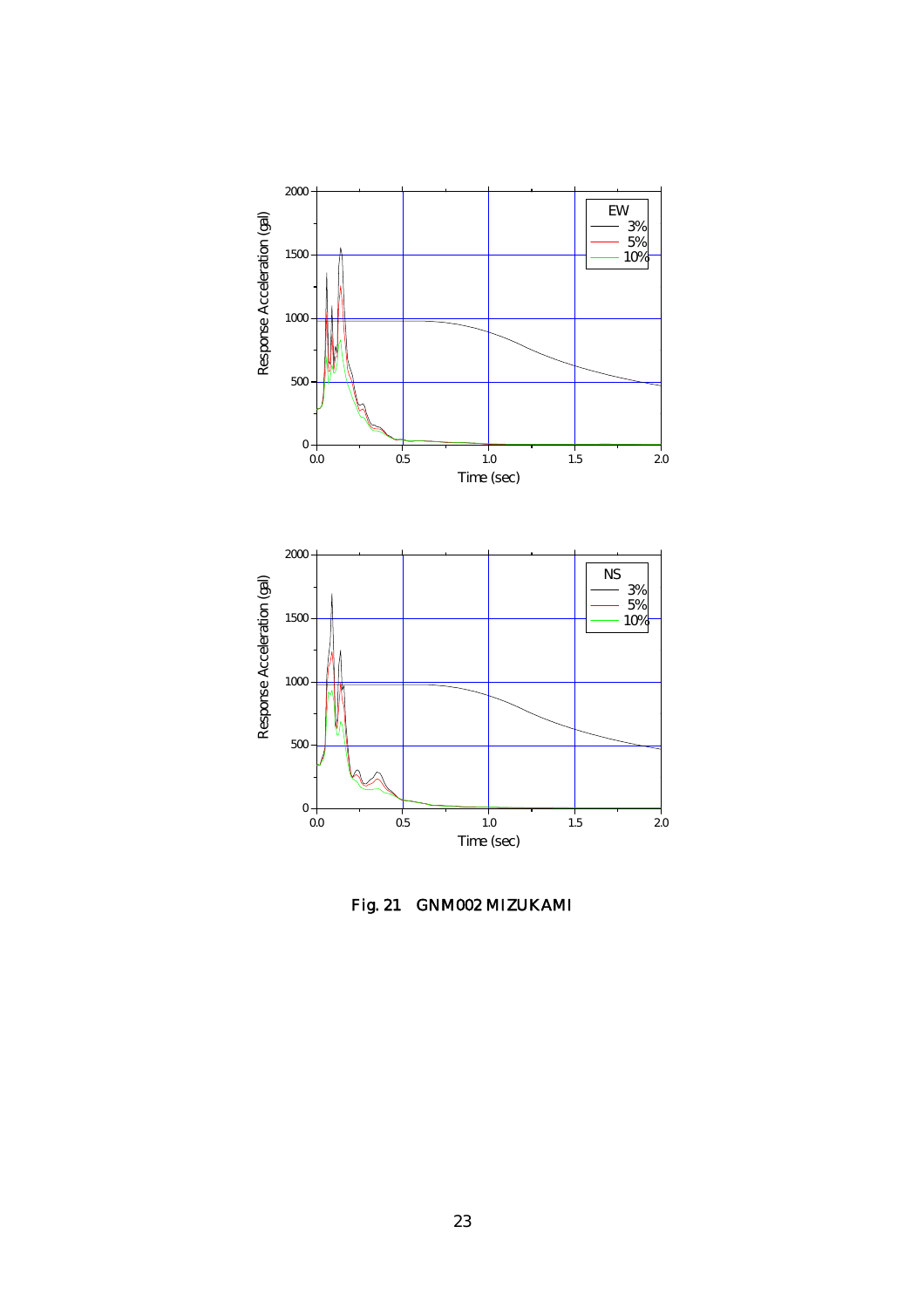Fig. 21 GNM002 MIZUKAMI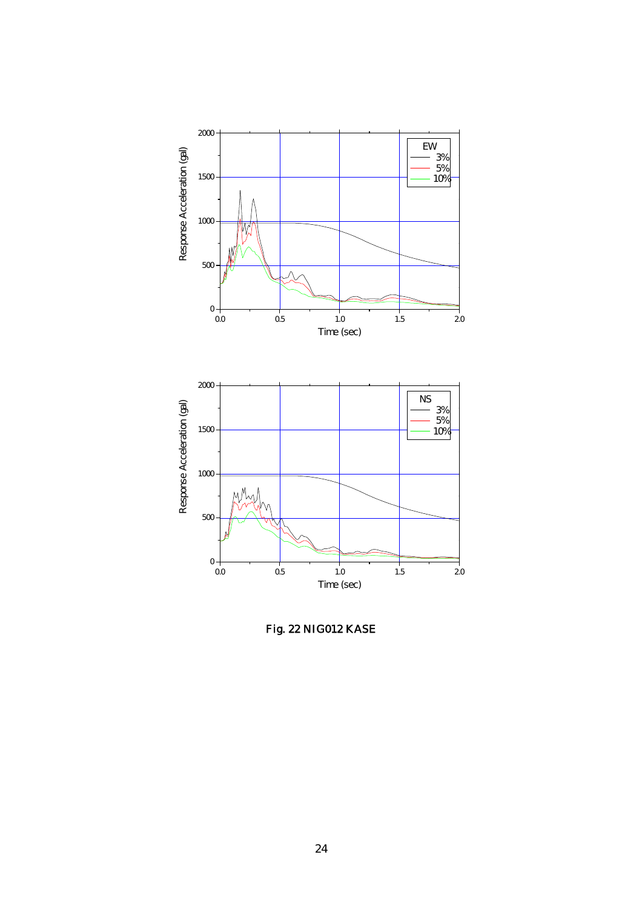Fig. 22 NIG012 KASE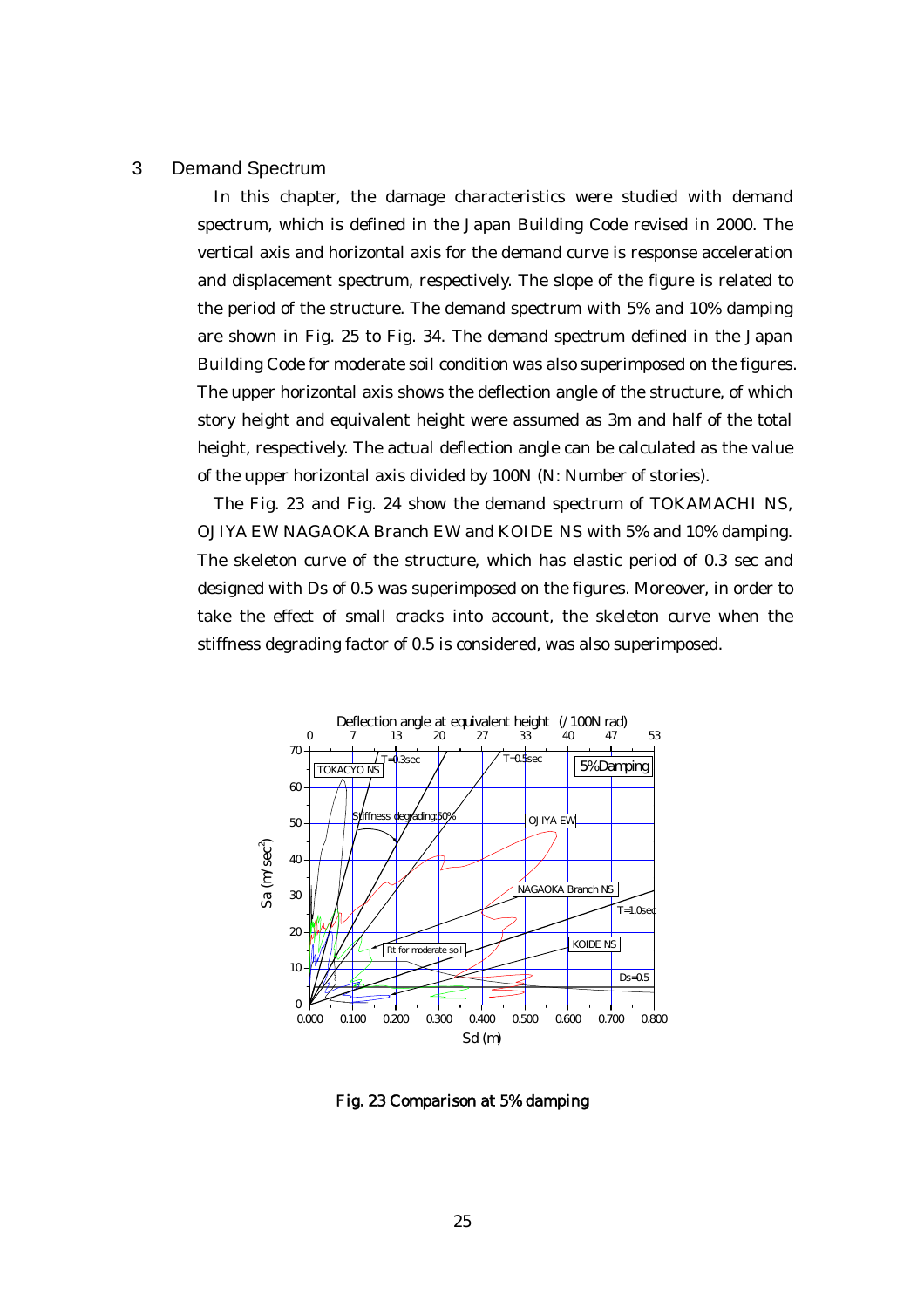## 3 Demand Spectrum

In this chapter, the damage characteristics were studied with demand spectrum, which is defined in the Japan Building Code revised in 2000. The vertical axis and horizontal axis for the demand curve is response acceleration and displacement spectrum, respectively. The slope of the figure is related to the period of the structure. The demand spectrum with 5% and 10% damping are shown in Fig. 25 to Fig. 34. The demand spectrum defined in the Japan Building Code for moderate soil condition was also superimposed on the figures. The upper horizontal axis shows the deflection angle of the structure, of which story height and equivalent height were assumed as 3m and half of the total height, respectively. The actual deflection angle can be calculated as the value of the upper horizontal axis divided by 100N (N: Number of stories).

The Fig. 23 and Fig. 24 show the demand spectrum of TOKAMACHI NS, OJIYA EW NAGAOKA Branch EW and KOIDE NS with 5% and 10% damping. The skeleton curve of the structure, which has elastic period of 0.3 sec and designed with Ds of 0.5 was superimposed on the figures. Moreover, in order to take the effect of small cracks into account, the skeleton curve when the stiffness degrading factor of 0.5 is considered, was also superimposed.

Fig. 23 Comparison at 5% damping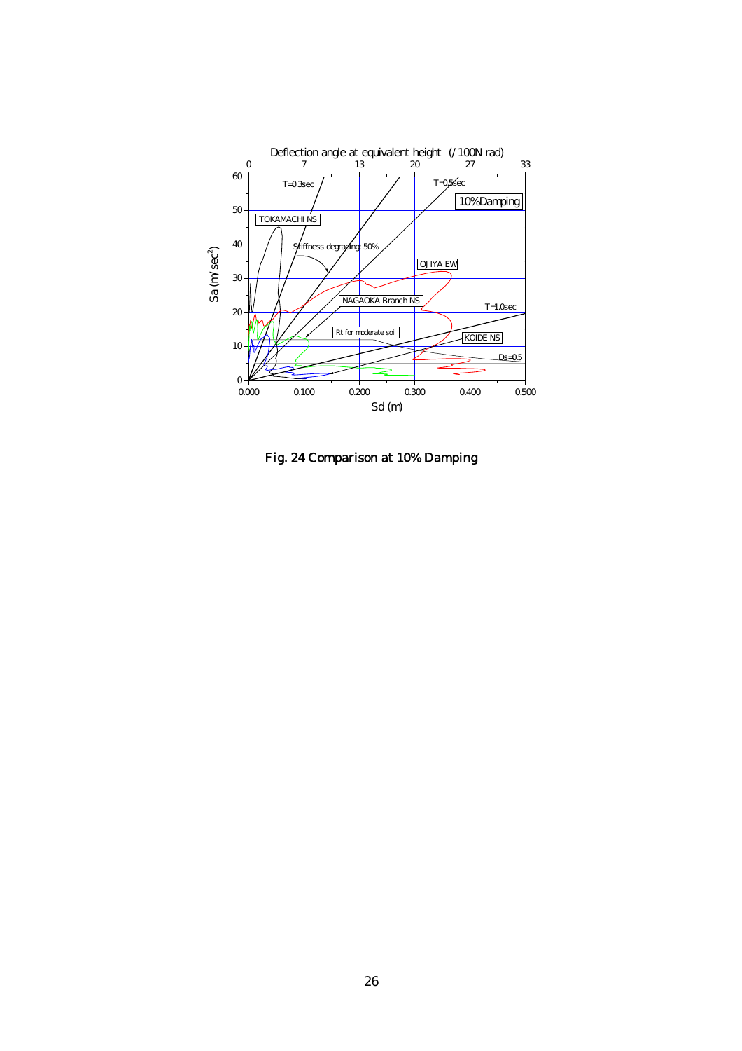Fig. 24 Comparison at 10% Damping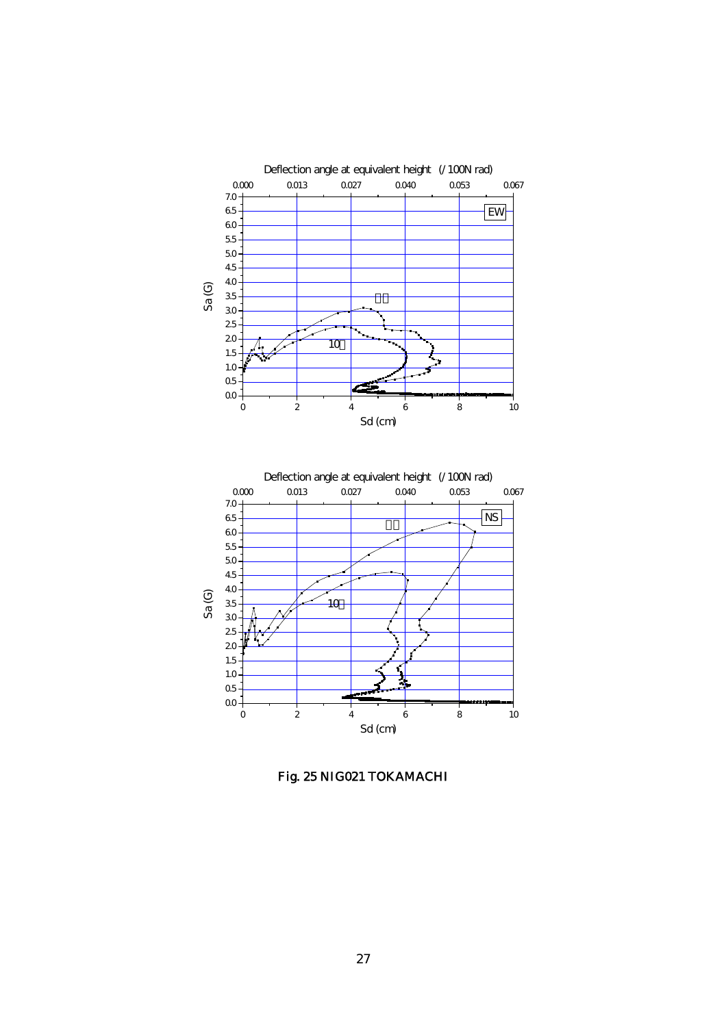Fig. 25 NIG021 TOKAMACHI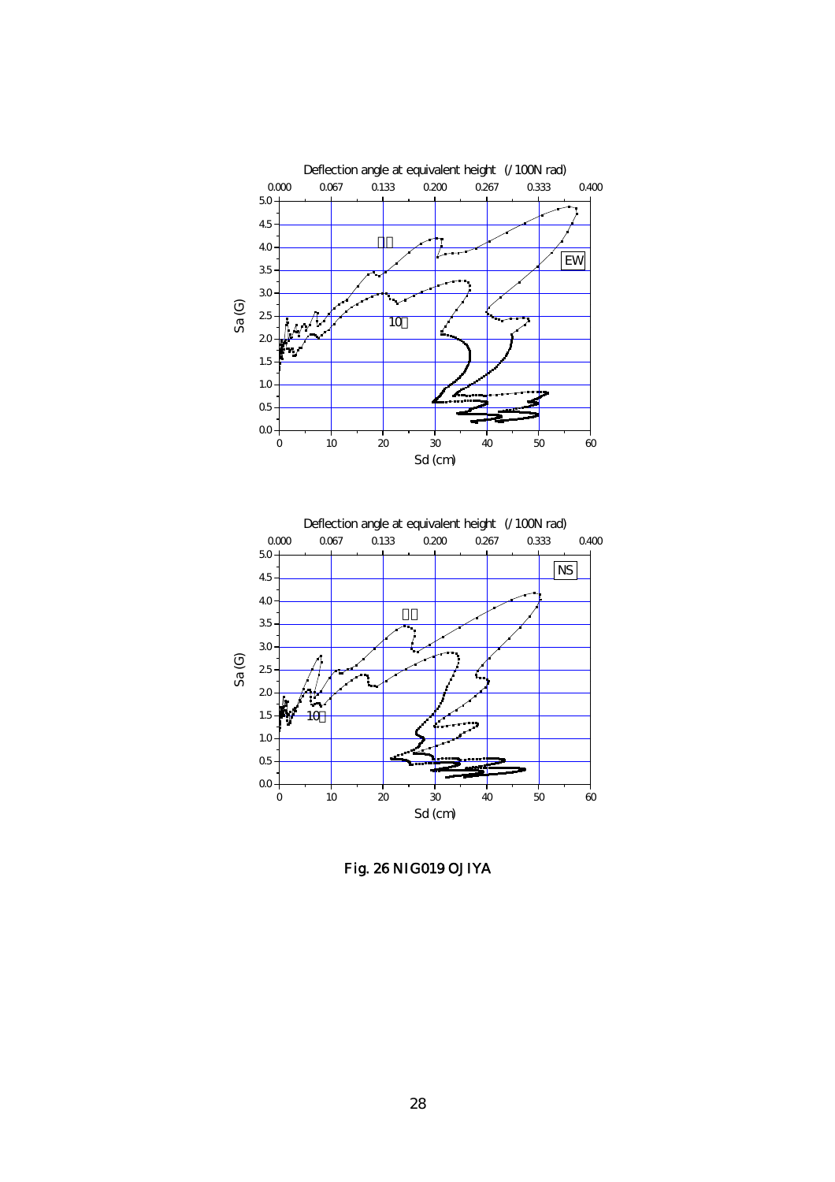Fig. 26 NIG019 OJIYA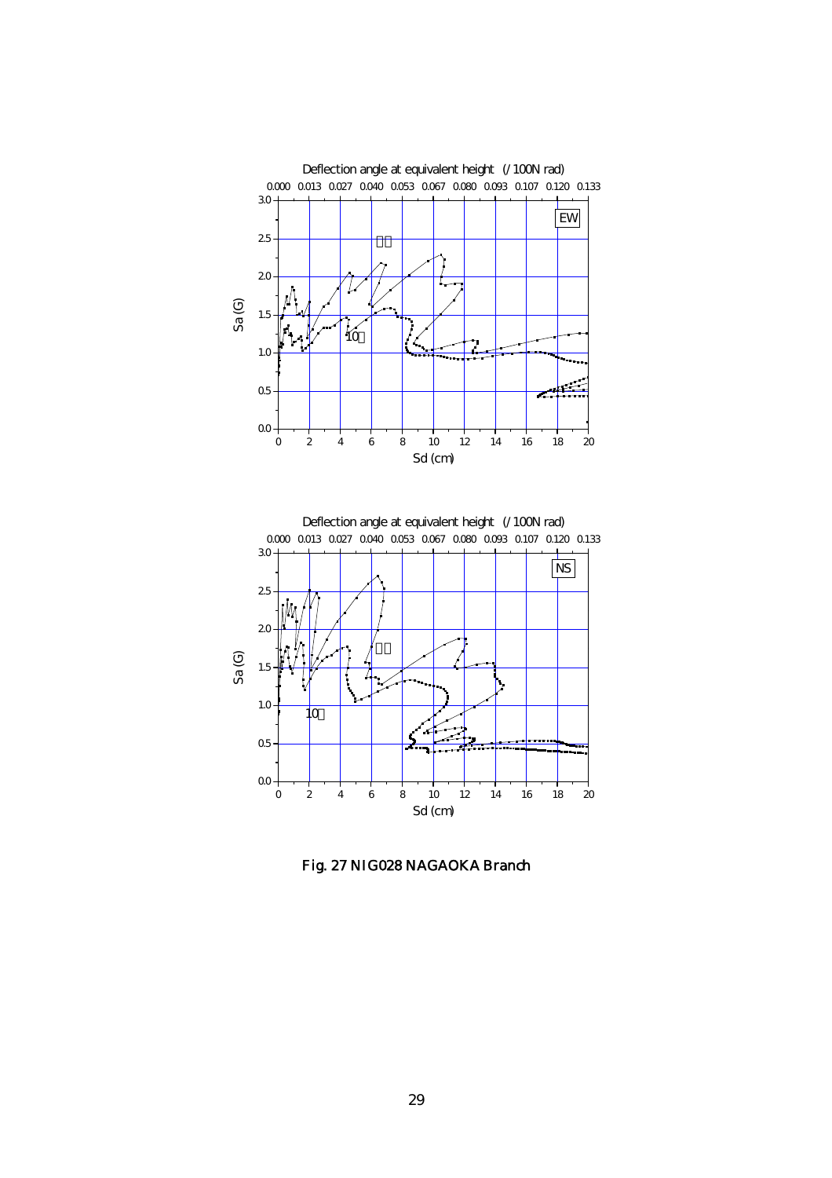Fig. 27 NIG028 NAGAOKA Branch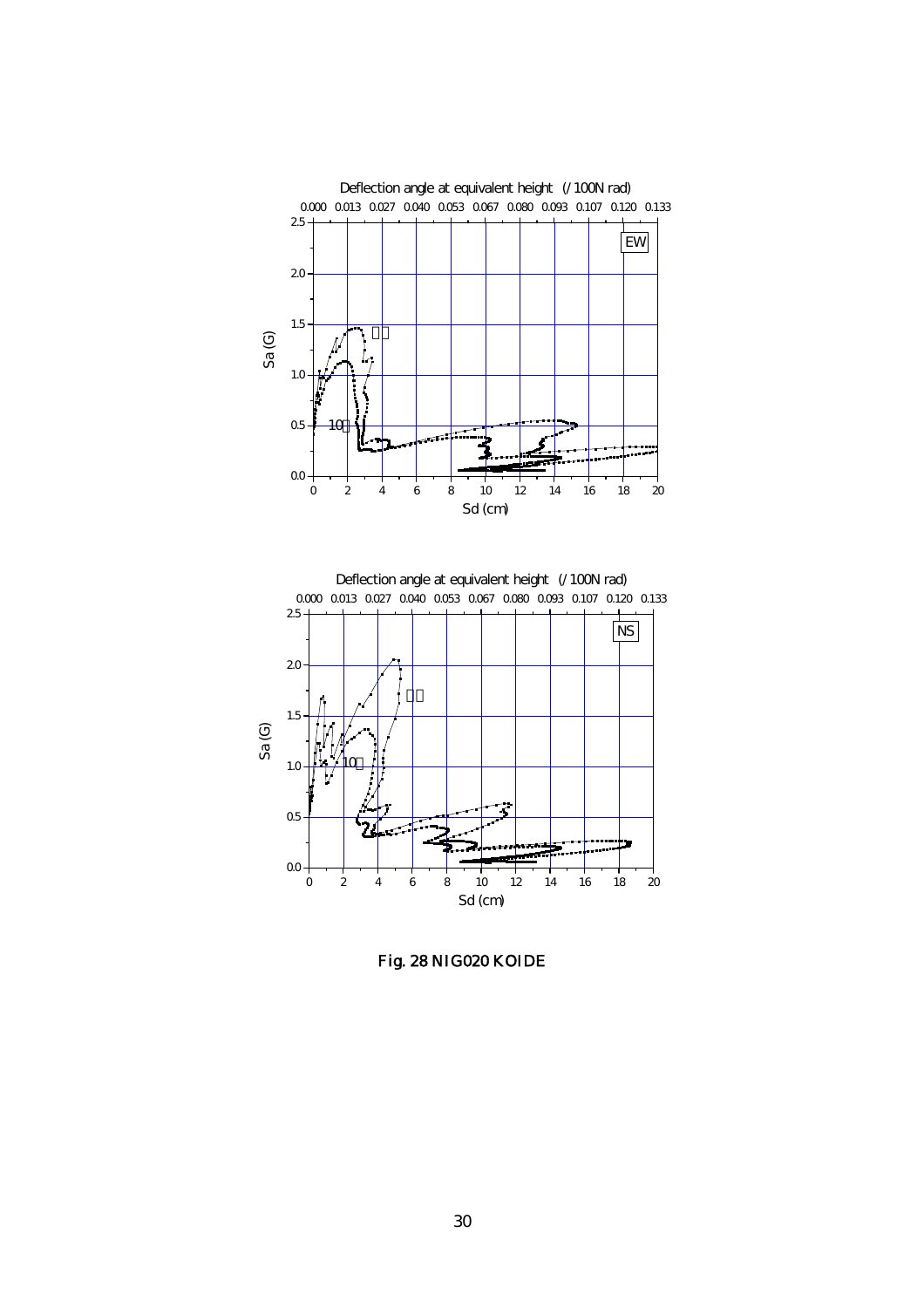Fig. 28 NIG020 KOIDE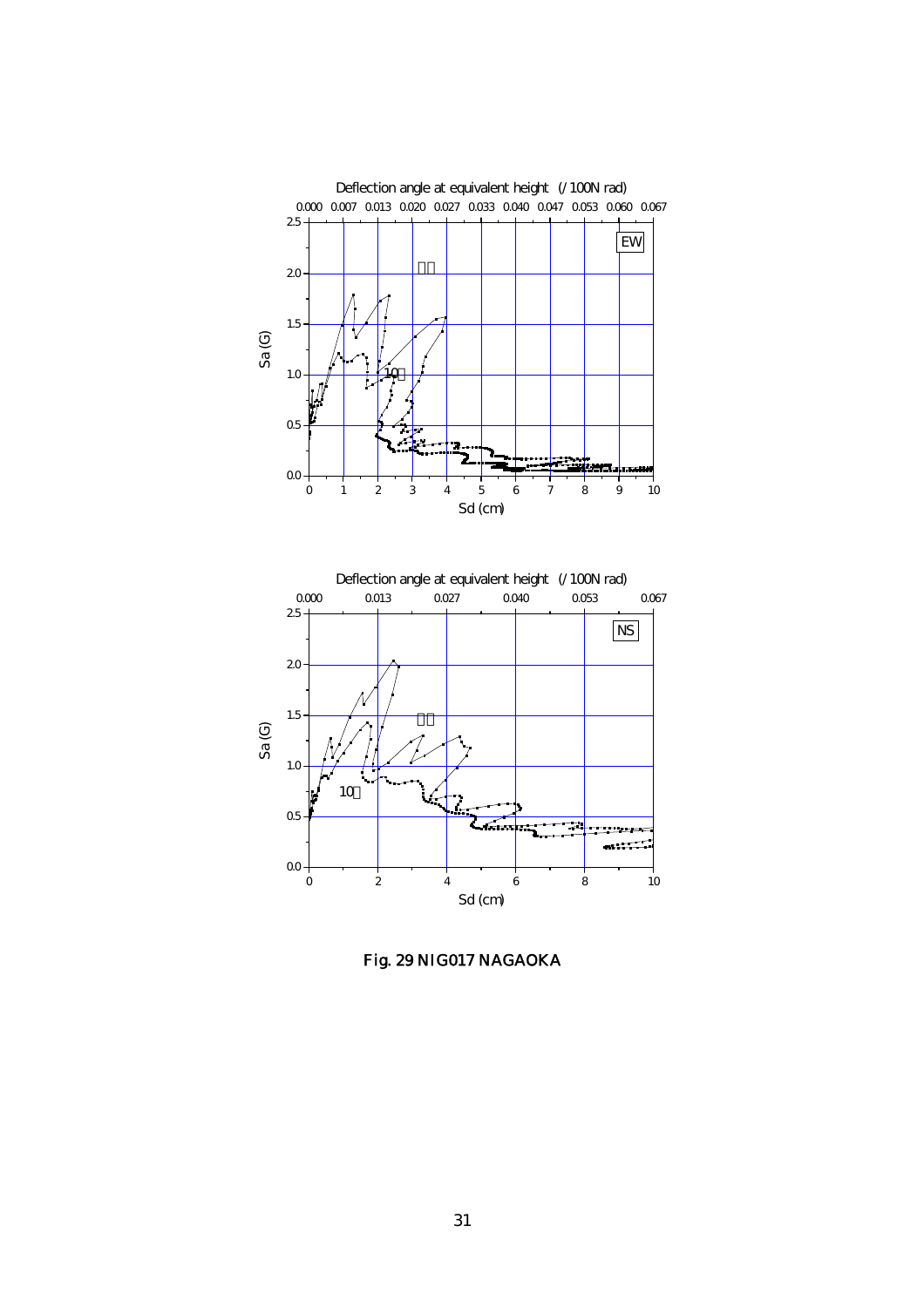Deflection angle at equivalent height (/100N rad)

0.000 0.007 0.013 0.020 0.027 0.033 0.040 0.047 0.053 0.060 0.067

EW

Sa (G)

Sd (cm)

Deflection angle at equivalent height (/100N rad)

0.000 0.013 0.027 0.040 0.053 0.067

NS

Sa (G)

Sd (cm)

Fig. 29 NIG017 NAGAOKA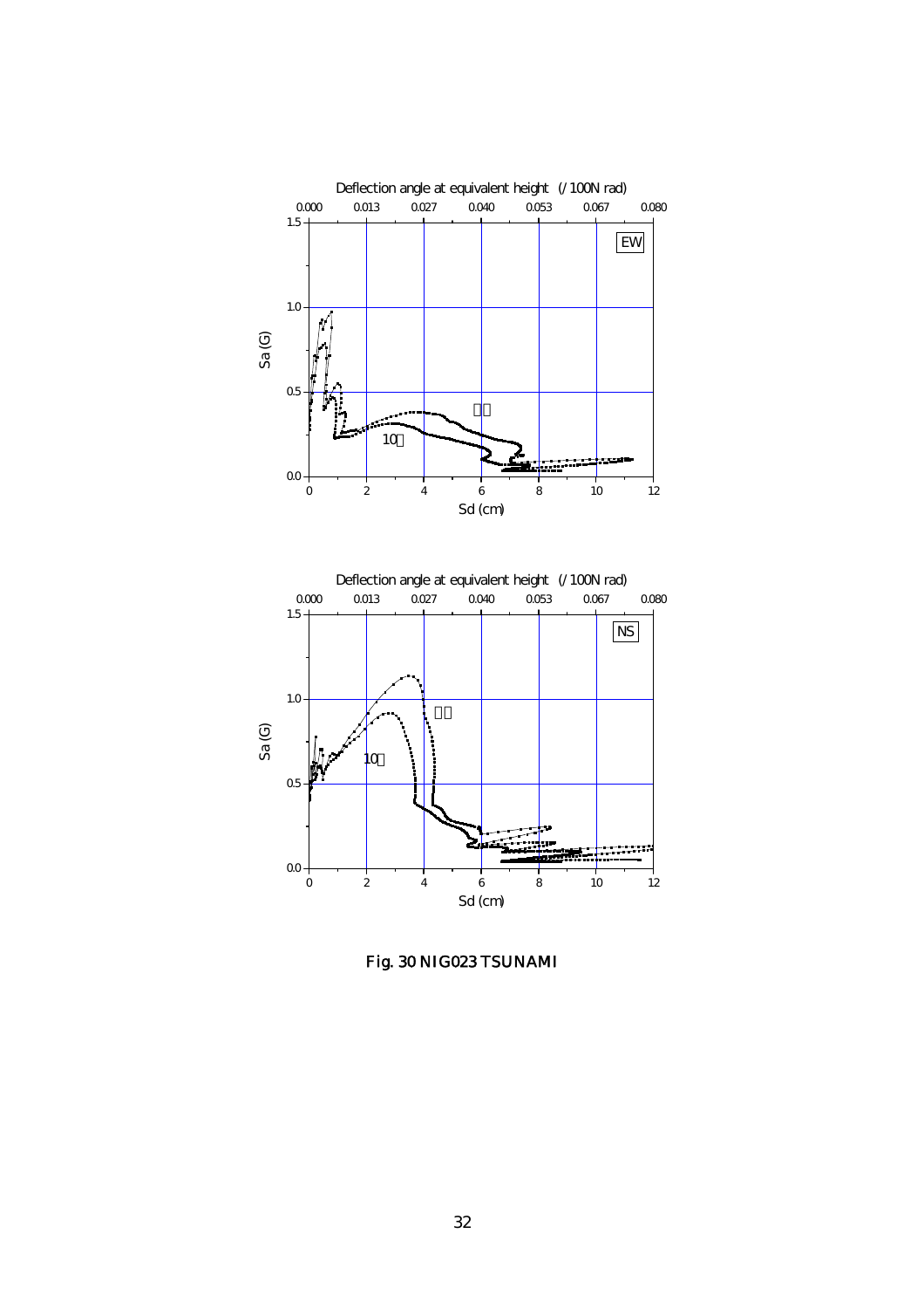Fig. 30 NIG023 TSUNAMI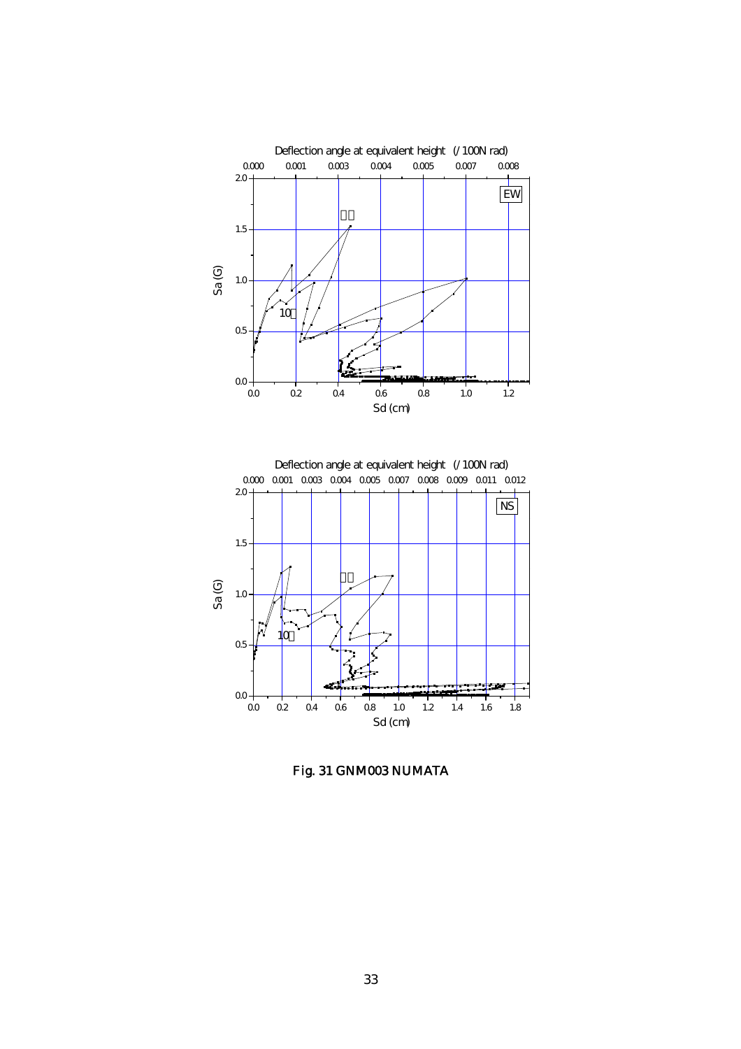Fig. 31 GNM003 NUMATA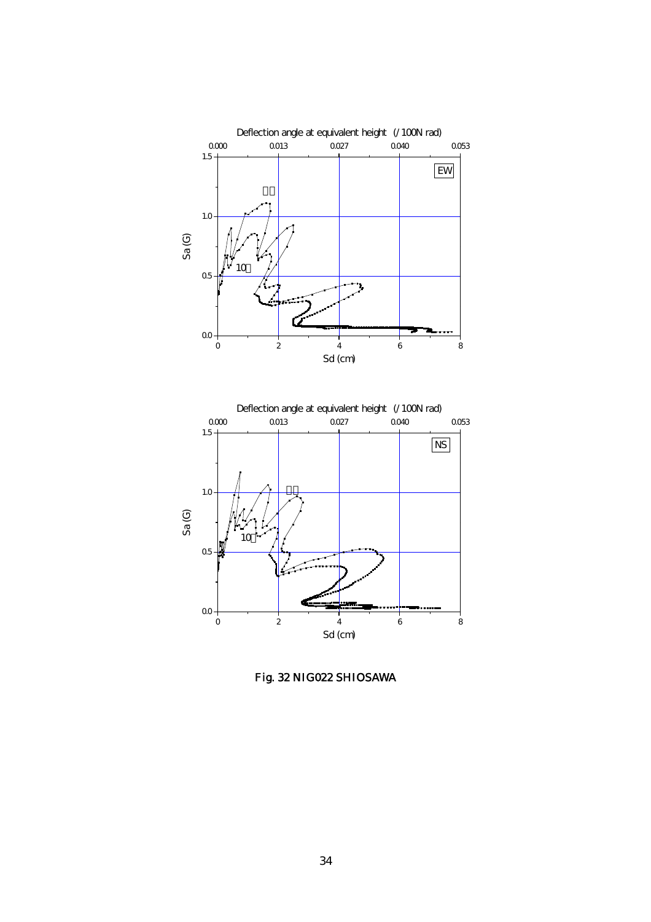Fig. 32 NIG022 SHIOSAWA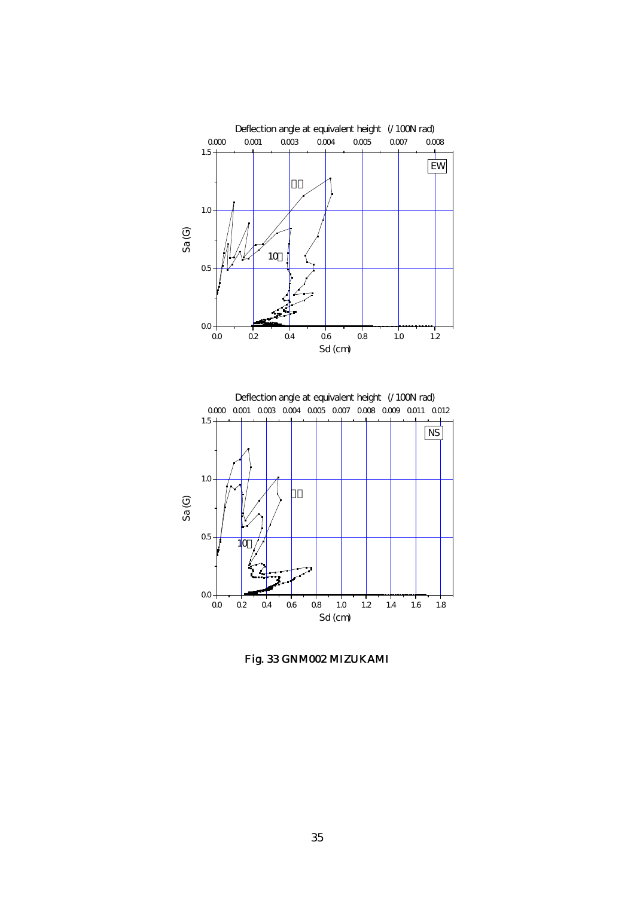Deflection angle at equivalent height (/100N rad)

0.000 0.001 0.003 0.004 0.005 0.007 0.008

EW

Sa (G)

Sd (cm)

Deflection angle at equivalent height (/100N rad)

0.000 0.001 0.003 0.004 0.005 0.007 0.008 0.009 0.011 0.012

NS

Sa (G)

Sd (cm)

Fig. 33 GNM002 MIZUKAMI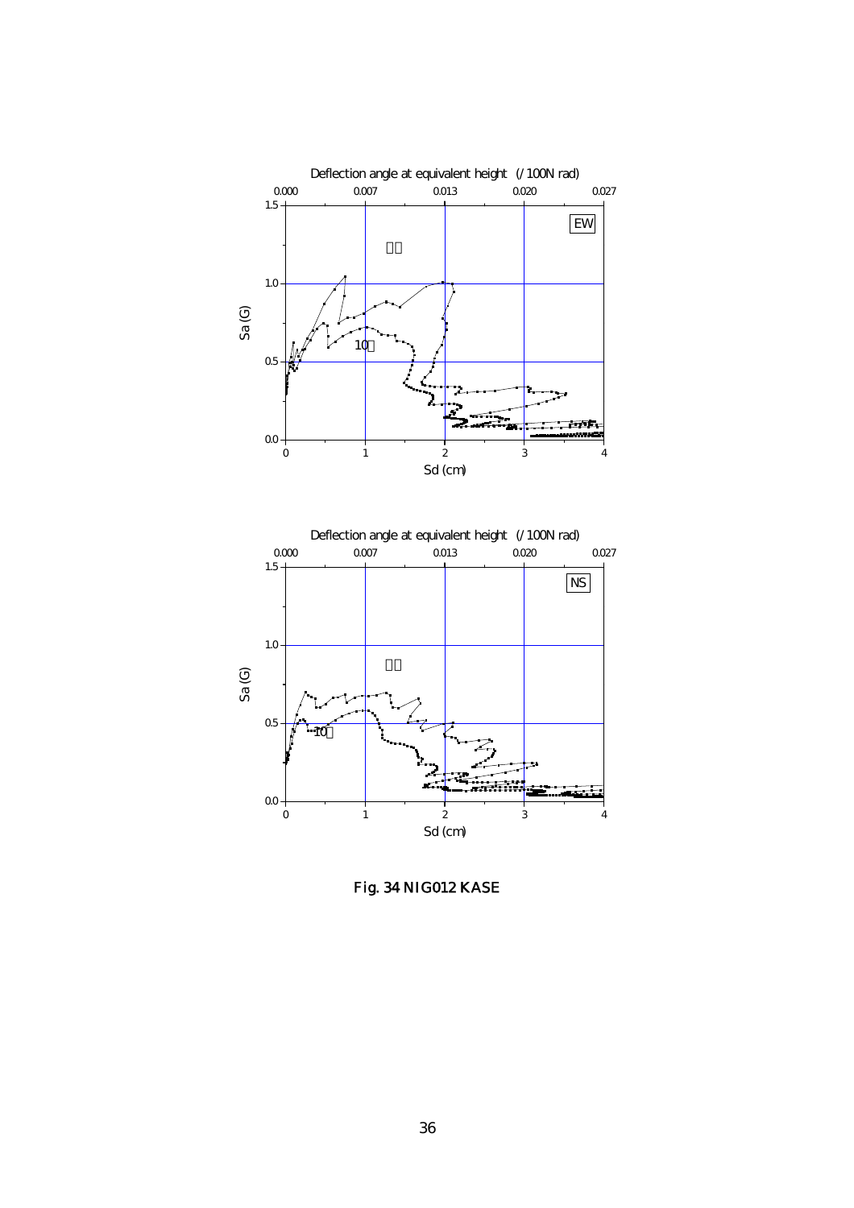Fig. 34 NIG012 KASE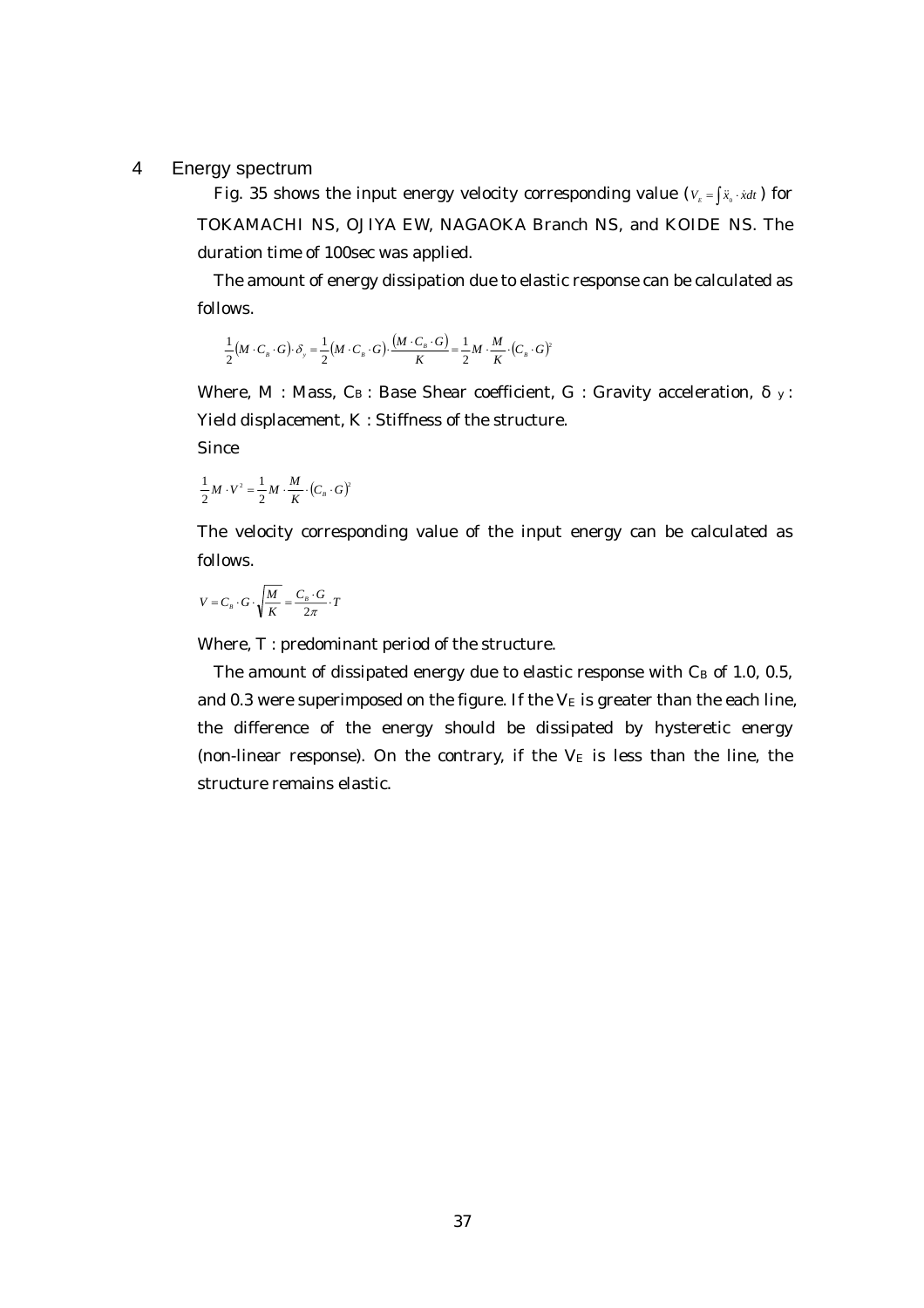## 4 Energy spectrum

Fig. 35 shows the input energy velocity corresponding value ($V_E = \int \ddot{x}_0 \cdot \dot{x} dt$) for TOKAMACHI NS, OJIYA EW, NAGAOKA Branch NS, and KOIDE NS. The duration time of 100sec was applied.

The amount of energy dissipation due to elastic response can be calculated as follows.

$$\frac{1}{2}(M \cdot C_B \cdot G) \cdot \delta_y = \frac{1}{2}(M \cdot C_B \cdot G) \cdot \frac{(M \cdot C_B \cdot G)}{K} = \frac{1}{2} M \cdot \frac{M}{K} \cdot (C_B \cdot G)^2$$

Where, M : Mass, $C_B$ : Base Shear coefficient, G : Gravity acceleration, $\delta_y$ : Yield displacement, K : Stiffness of the structure.

Since

$$\frac{1}{2} M \cdot V^2 = \frac{1}{2} M \cdot \frac{M}{K} \cdot (C_B \cdot G)^2$$

The velocity corresponding value of the input energy can be calculated as follows.

$$V = C_B \cdot G \cdot \sqrt{\frac{M}{K}} = \frac{C_B \cdot G}{2\pi} \cdot T$$

Where, T : predominant period of the structure.

The amount of dissipated energy due to elastic response with $C_B$ of 1.0, 0.5, and 0.3 were superimposed on the figure. If the $V_E$ is greater than the each line, the difference of the energy should be dissipated by hysteretic energy (non-linear response). On the contrary, if the $V_E$ is less than the line, the structure remains elastic.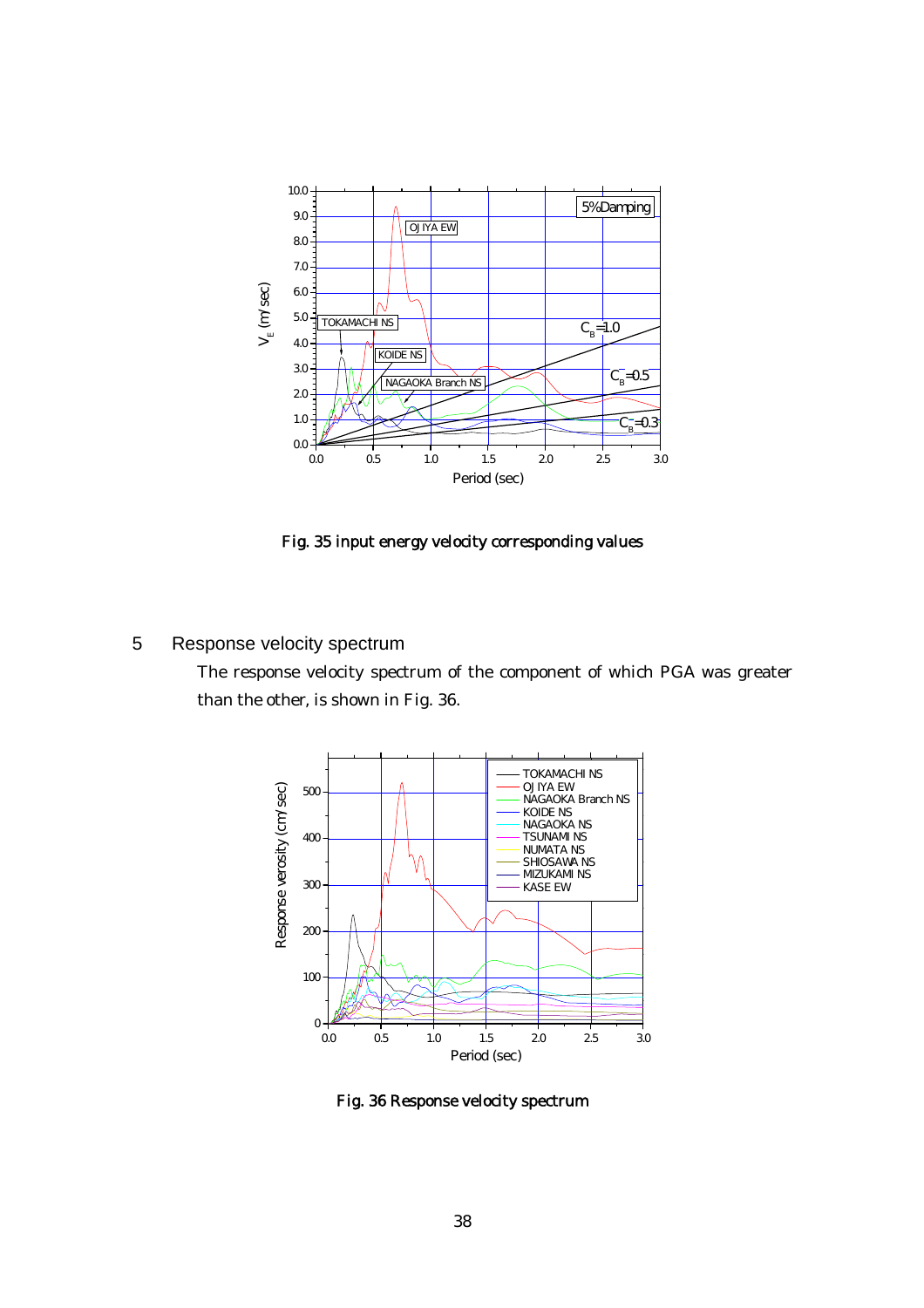Fig. 35 input energy velocity corresponding values

## 5 Response velocity spectrum

The response velocity spectrum of the component of which PGA was greater than the other, is shown in Fig. 36.

Fig. 36 Response velocity spectrum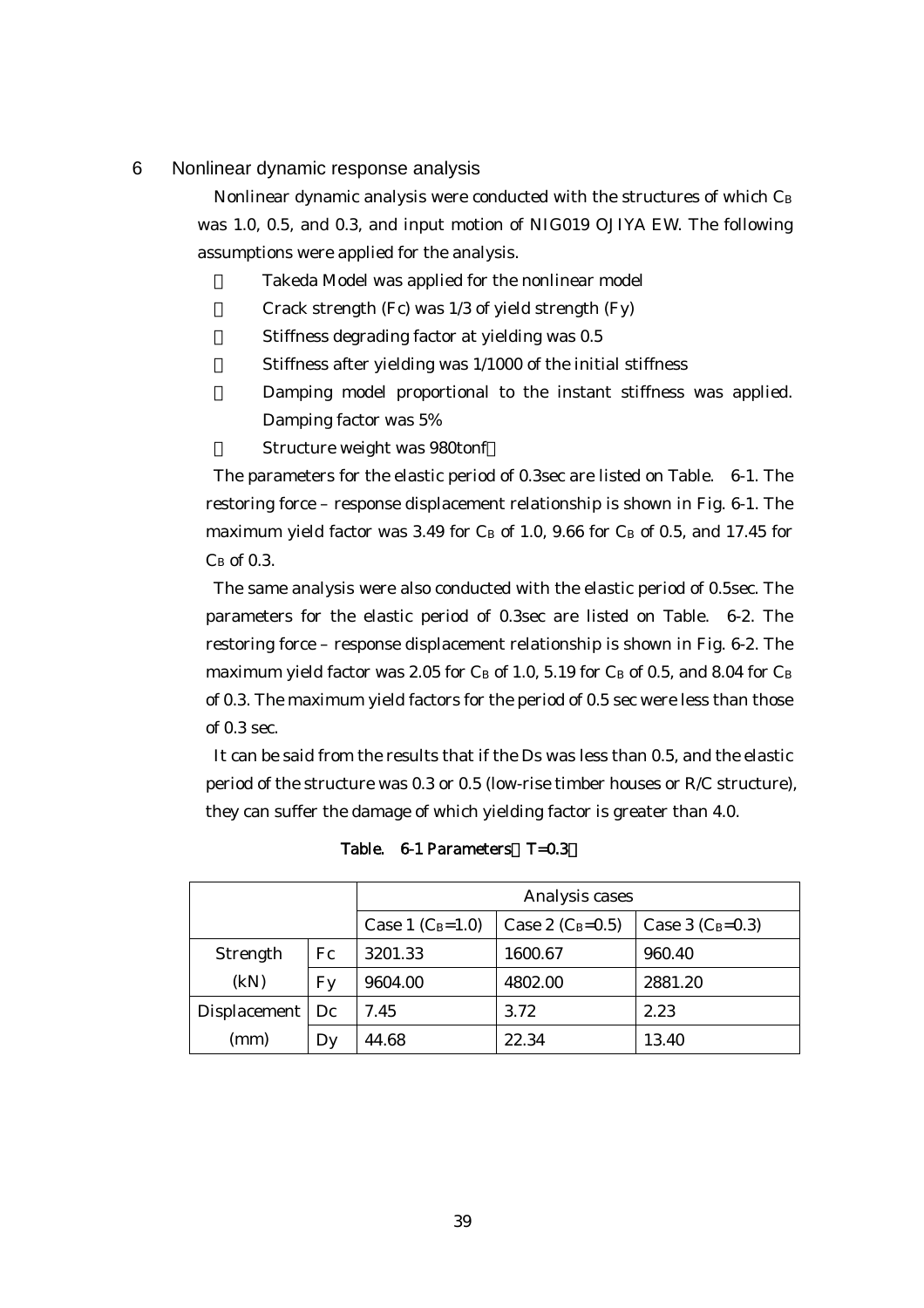# 6 Nonlinear dynamic response analysis

Nonlinear dynamic analysis were conducted with the structures of which $C_B$ was 1.0, 0.5, and 0.3, and input motion of NIG019 OJIYA EW. The following assumptions were applied for the analysis.

- Takeda Model was applied for the nonlinear model
- Crack strength (Fc) was 1/3 of yield strength (Fy)
- Stiffness degrading factor at yielding was 0.5
- Stiffness after yielding was 1/1000 of the initial stiffness
- Damping model proportional to the instant stiffness was applied. Damping factor was 5%
- Structure weight was 980tonf

The parameters for the elastic period of 0.3sec are listed on Table. 6-1. The restoring force – response displacement relationship is shown in Fig. 6-1. The maximum yield factor was 3.49 for $C_B$ of 1.0, 9.66 for $C_B$ of 0.5, and 17.45 for $C_B$ of 0.3.

The same analysis were also conducted with the elastic period of 0.5sec. The parameters for the elastic period of 0.3sec are listed on Table. 6-2. The restoring force – response displacement relationship is shown in Fig. 6-2. The maximum yield factor was 2.05 for $C_B$ of 1.0, 5.19 for $C_B$ of 0.5, and 8.04 for $C_B$ of 0.3. The maximum yield factors for the period of 0.5 sec were less than those of 0.3 sec.

It can be said from the results that if the Ds was less than 0.5, and the elastic period of the structure was 0.3 or 0.5 (low-rise timber houses or R/C structure), they can suffer the damage of which yielding factor is greater than 4.0.

**Table. 6-1 Parameters（T=0.3）**

| | | Analysis cases | | |
|---|---|---|---|---|
| | | Case 1 ($C_B$=1.0) | Case 2 ($C_B$=0.5) | Case 3 ($C_B$=0.3) |
| Strength (kN) | Fc | 3201.33 | 1600.67 | 960.40 |
| | Fy | 9604.00 | 4802.00 | 2881.20 |
| Displacement (mm) | Dc | 7.45 | 3.72 | 2.23 |
| | Dy | 44.68 | 22.34 | 13.40 |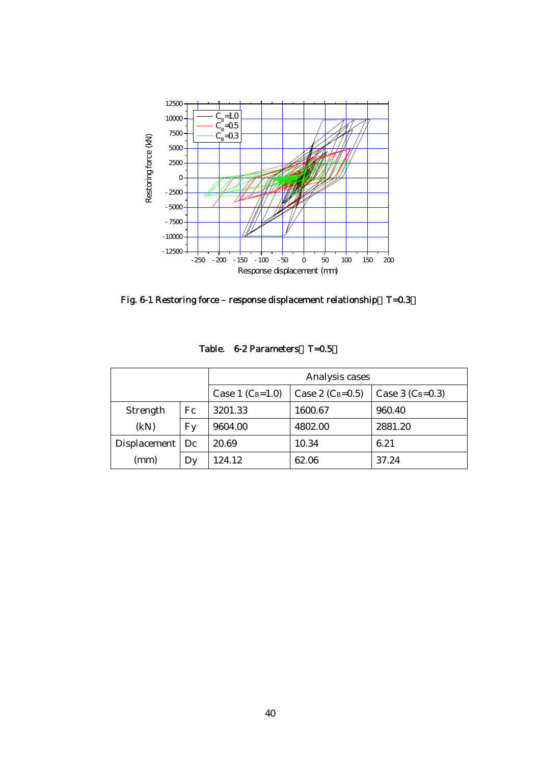Fig. 6-1 Restoring force – response displacement relationship（T=0.3）

Table. 6-2 Parameters（T=0.5）

| | | Analysis cases | | |
|---|---|---|---|---|
| | | Case 1 ($C_B$=1.0) | Case 2 ($C_B$=0.5) | Case 3 ($C_B$=0.3) |
| Strength (kN) | Fc | 3201.33 | 1600.67 | 960.40 |
| | Fy | 9604.00 | 4802.00 | 2881.20 |
| Displacement (mm) | Dc | 20.69 | 10.34 | 6.21 |
| | Dy | 124.12 | 62.06 | 37.24 |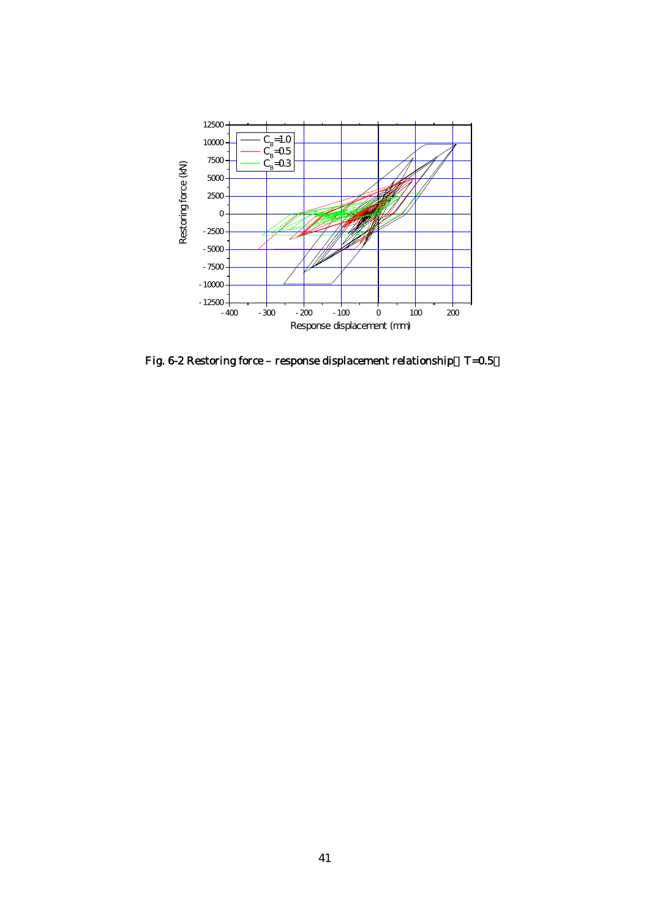Fig. 6-2 Restoring force – response displacement relationship（T=0.5）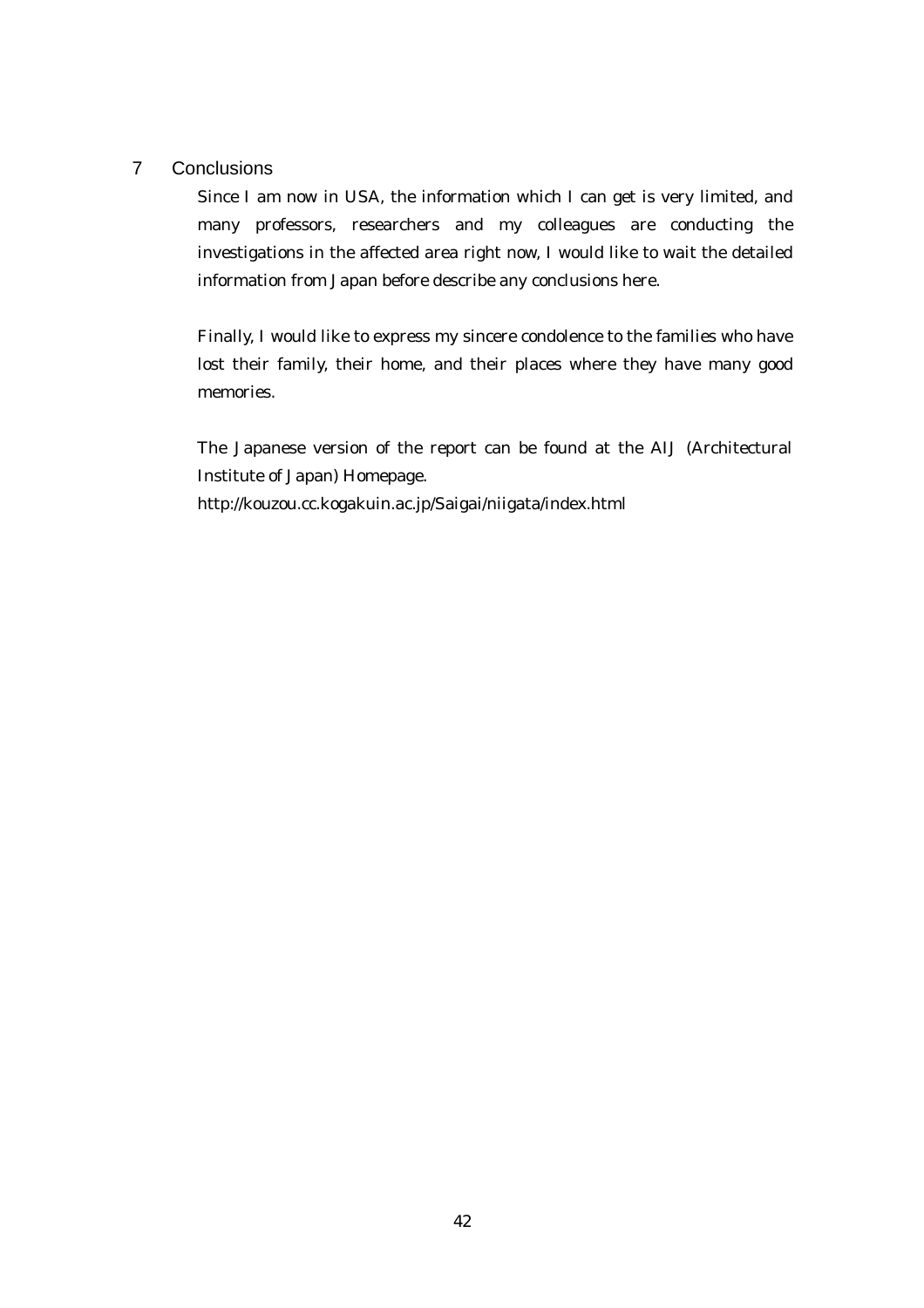## 7 Conclusions

Since I am now in USA, the information which I can get is very limited, and many professors, researchers and my colleagues are conducting the investigations in the affected area right now, I would like to wait the detailed information from Japan before describe any conclusions here.

Finally, I would like to express my sincere condolence to the families who have lost their family, their home, and their places where they have many good memories.

The Japanese version of the report can be found at the AIJ (Architectural Institute of Japan) Homepage.
http://kouzou.cc.kogakuin.ac.jp/Saigai/niigata/index.html